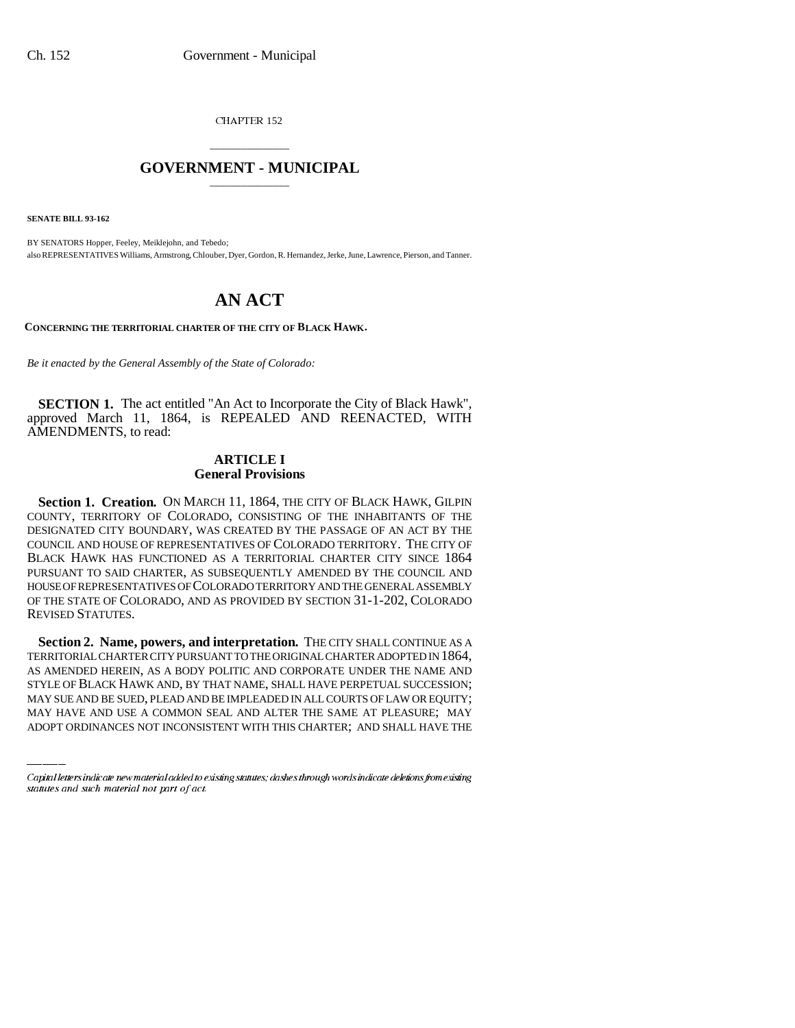CHAPTER 152

# GOVERNMENT - MUNICIPAL

**SENATE BILL 93-162**

BY SENATORS Hopper, Feeley, Meiklejohn, and Tebedo;
also REPRESENTATIVES Williams, Armstrong, Chlouber, Dyer, Gordon, R. Hernandez, Jerke, June, Lawrence, Pierson, and Tanner.

# AN ACT

**CONCERNING THE TERRITORIAL CHARTER OF THE CITY OF BLACK HAWK.**

*Be it enacted by the General Assembly of the State of Colorado:*

**SECTION 1.** The act entitled "An Act to Incorporate the City of Black Hawk", approved March 11, 1864, is REPEALED AND REENACTED, WITH AMENDMENTS, to read:

## ARTICLE I
## General Provisions

**Section 1. Creation.** ON MARCH 11, 1864, THE CITY OF BLACK HAWK, GILPIN COUNTY, TERRITORY OF COLORADO, CONSISTING OF THE INHABITANTS OF THE DESIGNATED CITY BOUNDARY, WAS CREATED BY THE PASSAGE OF AN ACT BY THE COUNCIL AND HOUSE OF REPRESENTATIVES OF COLORADO TERRITORY. THE CITY OF BLACK HAWK HAS FUNCTIONED AS A TERRITORIAL CHARTER CITY SINCE 1864 PURSUANT TO SAID CHARTER, AS SUBSEQUENTLY AMENDED BY THE COUNCIL AND HOUSE OF REPRESENTATIVES OF COLORADO TERRITORY AND THE GENERAL ASSEMBLY OF THE STATE OF COLORADO, AND AS PROVIDED BY SECTION 31-1-202, COLORADO REVISED STATUTES.

**Section 2. Name, powers, and interpretation.** THE CITY SHALL CONTINUE AS A TERRITORIAL CHARTER CITY PURSUANT TO THE ORIGINAL CHARTER ADOPTED IN 1864, AS AMENDED HEREIN, AS A BODY POLITIC AND CORPORATE UNDER THE NAME AND STYLE OF BLACK HAWK AND, BY THAT NAME, SHALL HAVE PERPETUAL SUCCESSION; MAY SUE AND BE SUED, PLEAD AND BE IMPLEADED IN ALL COURTS OF LAW OR EQUITY; MAY HAVE AND USE A COMMON SEAL AND ALTER THE SAME AT PLEASURE; MAY ADOPT ORDINANCES NOT INCONSISTENT WITH THIS CHARTER; AND SHALL HAVE THE

Capital letters indicate new material added to existing statutes; dashes through words indicate deletions from existing statutes and such material not part of act.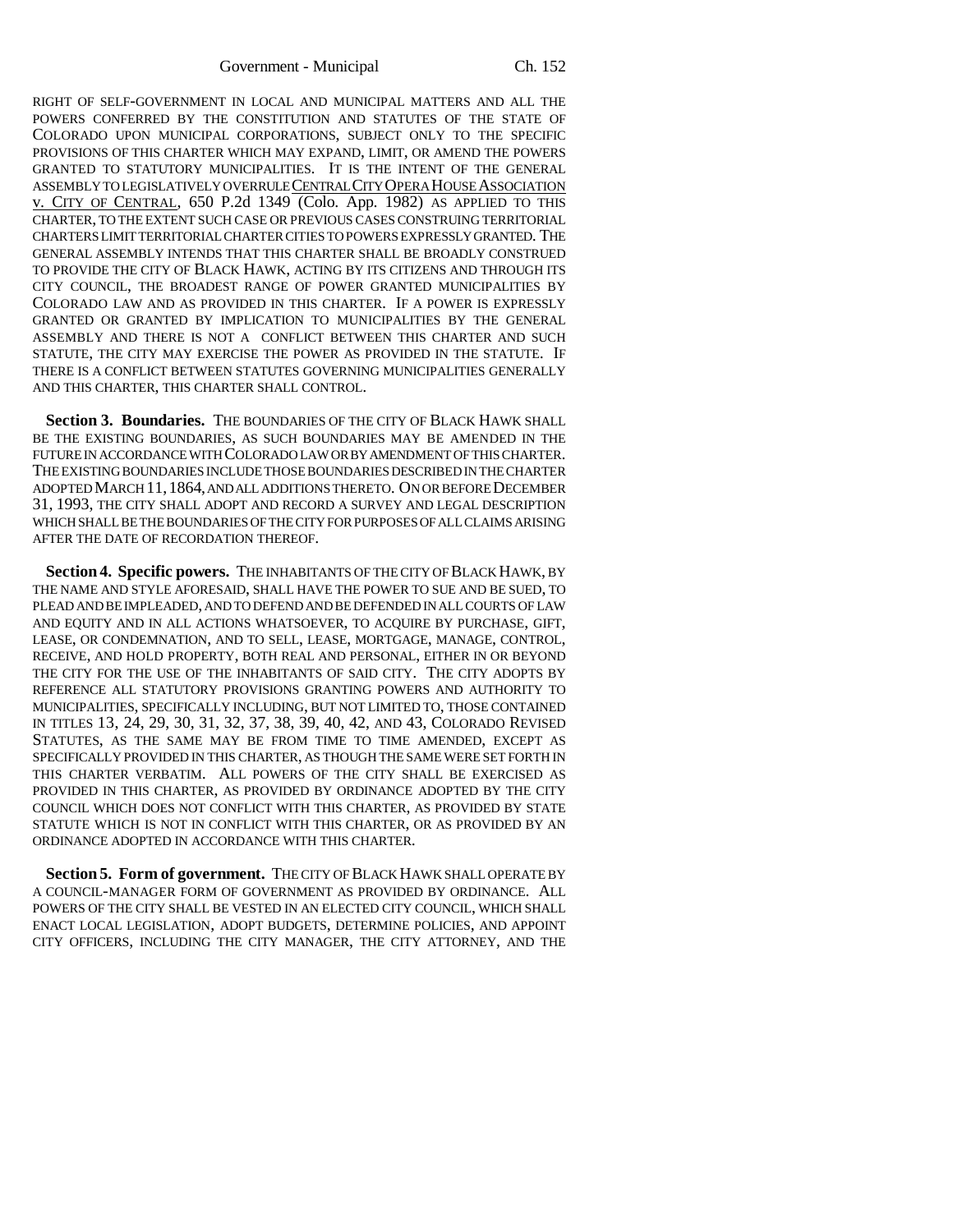RIGHT OF SELF-GOVERNMENT IN LOCAL AND MUNICIPAL MATTERS AND ALL THE POWERS CONFERRED BY THE CONSTITUTION AND STATUTES OF THE STATE OF COLORADO UPON MUNICIPAL CORPORATIONS, SUBJECT ONLY TO THE SPECIFIC PROVISIONS OF THIS CHARTER WHICH MAY EXPAND, LIMIT, OR AMEND THE POWERS GRANTED TO STATUTORY MUNICIPALITIES. IT IS THE INTENT OF THE GENERAL ASSEMBLY TO LEGISLATIVELY OVERRULE CENTRAL CITY OPERA HOUSE ASSOCIATION v. CITY OF CENTRAL, 650 P.2d 1349 (Colo. App. 1982) AS APPLIED TO THIS CHARTER, TO THE EXTENT SUCH CASE OR PREVIOUS CASES CONSTRUING TERRITORIAL CHARTERS LIMIT TERRITORIAL CHARTER CITIES TO POWERS EXPRESSLY GRANTED. THE GENERAL ASSEMBLY INTENDS THAT THIS CHARTER SHALL BE BROADLY CONSTRUED TO PROVIDE THE CITY OF BLACK HAWK, ACTING BY ITS CITIZENS AND THROUGH ITS CITY COUNCIL, THE BROADEST RANGE OF POWER GRANTED MUNICIPALITIES BY COLORADO LAW AND AS PROVIDED IN THIS CHARTER. IF A POWER IS EXPRESSLY GRANTED OR GRANTED BY IMPLICATION TO MUNICIPALITIES BY THE GENERAL ASSEMBLY AND THERE IS NOT A CONFLICT BETWEEN THIS CHARTER AND SUCH STATUTE, THE CITY MAY EXERCISE THE POWER AS PROVIDED IN THE STATUTE. IF THERE IS A CONFLICT BETWEEN STATUTES GOVERNING MUNICIPALITIES GENERALLY AND THIS CHARTER, THIS CHARTER SHALL CONTROL.

**Section 3. Boundaries.** THE BOUNDARIES OF THE CITY OF BLACK HAWK SHALL BE THE EXISTING BOUNDARIES, AS SUCH BOUNDARIES MAY BE AMENDED IN THE FUTURE IN ACCORDANCE WITH COLORADO LAW OR BY AMENDMENT OF THIS CHARTER. THE EXISTING BOUNDARIES INCLUDE THOSE BOUNDARIES DESCRIBED IN THE CHARTER ADOPTED MARCH 11, 1864, AND ALL ADDITIONS THERETO. ON OR BEFORE DECEMBER 31, 1993, THE CITY SHALL ADOPT AND RECORD A SURVEY AND LEGAL DESCRIPTION WHICH SHALL BE THE BOUNDARIES OF THE CITY FOR PURPOSES OF ALL CLAIMS ARISING AFTER THE DATE OF RECORDATION THEREOF.

**Section 4. Specific powers.** THE INHABITANTS OF THE CITY OF BLACK HAWK, BY THE NAME AND STYLE AFORESAID, SHALL HAVE THE POWER TO SUE AND BE SUED, TO PLEAD AND BE IMPLEADED, AND TO DEFEND AND BE DEFENDED IN ALL COURTS OF LAW AND EQUITY AND IN ALL ACTIONS WHATSOEVER, TO ACQUIRE BY PURCHASE, GIFT, LEASE, OR CONDEMNATION, AND TO SELL, LEASE, MORTGAGE, MANAGE, CONTROL, RECEIVE, AND HOLD PROPERTY, BOTH REAL AND PERSONAL, EITHER IN OR BEYOND THE CITY FOR THE USE OF THE INHABITANTS OF SAID CITY. THE CITY ADOPTS BY REFERENCE ALL STATUTORY PROVISIONS GRANTING POWERS AND AUTHORITY TO MUNICIPALITIES, SPECIFICALLY INCLUDING, BUT NOT LIMITED TO, THOSE CONTAINED IN TITLES 13, 24, 29, 30, 31, 32, 37, 38, 39, 40, 42, AND 43, COLORADO REVISED STATUTES, AS THE SAME MAY BE FROM TIME TO TIME AMENDED, EXCEPT AS SPECIFICALLY PROVIDED IN THIS CHARTER, AS THOUGH THE SAME WERE SET FORTH IN THIS CHARTER VERBATIM. ALL POWERS OF THE CITY SHALL BE EXERCISED AS PROVIDED IN THIS CHARTER, AS PROVIDED BY ORDINANCE ADOPTED BY THE CITY COUNCIL WHICH DOES NOT CONFLICT WITH THIS CHARTER, AS PROVIDED BY STATE STATUTE WHICH IS NOT IN CONFLICT WITH THIS CHARTER, OR AS PROVIDED BY AN ORDINANCE ADOPTED IN ACCORDANCE WITH THIS CHARTER.

**Section 5. Form of government.** THE CITY OF BLACK HAWK SHALL OPERATE BY A COUNCIL-MANAGER FORM OF GOVERNMENT AS PROVIDED BY ORDINANCE. ALL POWERS OF THE CITY SHALL BE VESTED IN AN ELECTED CITY COUNCIL, WHICH SHALL ENACT LOCAL LEGISLATION, ADOPT BUDGETS, DETERMINE POLICIES, AND APPOINT CITY OFFICERS, INCLUDING THE CITY MANAGER, THE CITY ATTORNEY, AND THE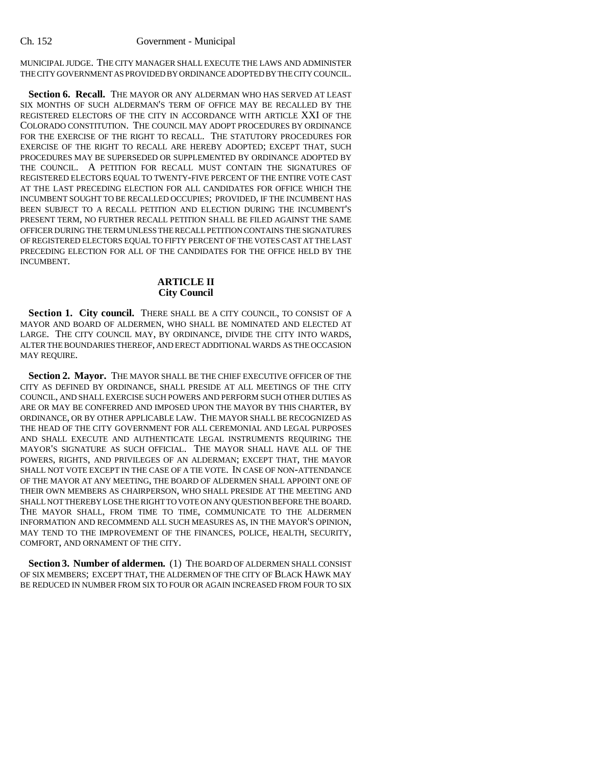MUNICIPAL JUDGE. THE CITY MANAGER SHALL EXECUTE THE LAWS AND ADMINISTER THE CITY GOVERNMENT AS PROVIDED BY ORDINANCE ADOPTED BY THE CITY COUNCIL.

**Section 6. Recall.** THE MAYOR OR ANY ALDERMAN WHO HAS SERVED AT LEAST SIX MONTHS OF SUCH ALDERMAN'S TERM OF OFFICE MAY BE RECALLED BY THE REGISTERED ELECTORS OF THE CITY IN ACCORDANCE WITH ARTICLE XXI OF THE COLORADO CONSTITUTION. THE COUNCIL MAY ADOPT PROCEDURES BY ORDINANCE FOR THE EXERCISE OF THE RIGHT TO RECALL. THE STATUTORY PROCEDURES FOR EXERCISE OF THE RIGHT TO RECALL ARE HEREBY ADOPTED; EXCEPT THAT, SUCH PROCEDURES MAY BE SUPERSEDED OR SUPPLEMENTED BY ORDINANCE ADOPTED BY THE COUNCIL. A PETITION FOR RECALL MUST CONTAIN THE SIGNATURES OF REGISTERED ELECTORS EQUAL TO TWENTY-FIVE PERCENT OF THE ENTIRE VOTE CAST AT THE LAST PRECEDING ELECTION FOR ALL CANDIDATES FOR OFFICE WHICH THE INCUMBENT SOUGHT TO BE RECALLED OCCUPIES; PROVIDED, IF THE INCUMBENT HAS BEEN SUBJECT TO A RECALL PETITION AND ELECTION DURING THE INCUMBENT'S PRESENT TERM, NO FURTHER RECALL PETITION SHALL BE FILED AGAINST THE SAME OFFICER DURING THE TERM UNLESS THE RECALL PETITION CONTAINS THE SIGNATURES OF REGISTERED ELECTORS EQUAL TO FIFTY PERCENT OF THE VOTES CAST AT THE LAST PRECEDING ELECTION FOR ALL OF THE CANDIDATES FOR THE OFFICE HELD BY THE INCUMBENT.

## ARTICLE II
## City Council

**Section 1. City council.** THERE SHALL BE A CITY COUNCIL, TO CONSIST OF A MAYOR AND BOARD OF ALDERMEN, WHO SHALL BE NOMINATED AND ELECTED AT LARGE. THE CITY COUNCIL MAY, BY ORDINANCE, DIVIDE THE CITY INTO WARDS, ALTER THE BOUNDARIES THEREOF, AND ERECT ADDITIONAL WARDS AS THE OCCASION MAY REQUIRE.

**Section 2. Mayor.** THE MAYOR SHALL BE THE CHIEF EXECUTIVE OFFICER OF THE CITY AS DEFINED BY ORDINANCE, SHALL PRESIDE AT ALL MEETINGS OF THE CITY COUNCIL, AND SHALL EXERCISE SUCH POWERS AND PERFORM SUCH OTHER DUTIES AS ARE OR MAY BE CONFERRED AND IMPOSED UPON THE MAYOR BY THIS CHARTER, BY ORDINANCE, OR BY OTHER APPLICABLE LAW. THE MAYOR SHALL BE RECOGNIZED AS THE HEAD OF THE CITY GOVERNMENT FOR ALL CEREMONIAL AND LEGAL PURPOSES AND SHALL EXECUTE AND AUTHENTICATE LEGAL INSTRUMENTS REQUIRING THE MAYOR'S SIGNATURE AS SUCH OFFICIAL. THE MAYOR SHALL HAVE ALL OF THE POWERS, RIGHTS, AND PRIVILEGES OF AN ALDERMAN; EXCEPT THAT, THE MAYOR SHALL NOT VOTE EXCEPT IN THE CASE OF A TIE VOTE. IN CASE OF NON-ATTENDANCE OF THE MAYOR AT ANY MEETING, THE BOARD OF ALDERMEN SHALL APPOINT ONE OF THEIR OWN MEMBERS AS CHAIRPERSON, WHO SHALL PRESIDE AT THE MEETING AND SHALL NOT THEREBY LOSE THE RIGHT TO VOTE ON ANY QUESTION BEFORE THE BOARD. THE MAYOR SHALL, FROM TIME TO TIME, COMMUNICATE TO THE ALDERMEN INFORMATION AND RECOMMEND ALL SUCH MEASURES AS, IN THE MAYOR'S OPINION, MAY TEND TO THE IMPROVEMENT OF THE FINANCES, POLICE, HEALTH, SECURITY, COMFORT, AND ORNAMENT OF THE CITY.

**Section 3. Number of aldermen.** (1) THE BOARD OF ALDERMEN SHALL CONSIST OF SIX MEMBERS; EXCEPT THAT, THE ALDERMEN OF THE CITY OF BLACK HAWK MAY BE REDUCED IN NUMBER FROM SIX TO FOUR OR AGAIN INCREASED FROM FOUR TO SIX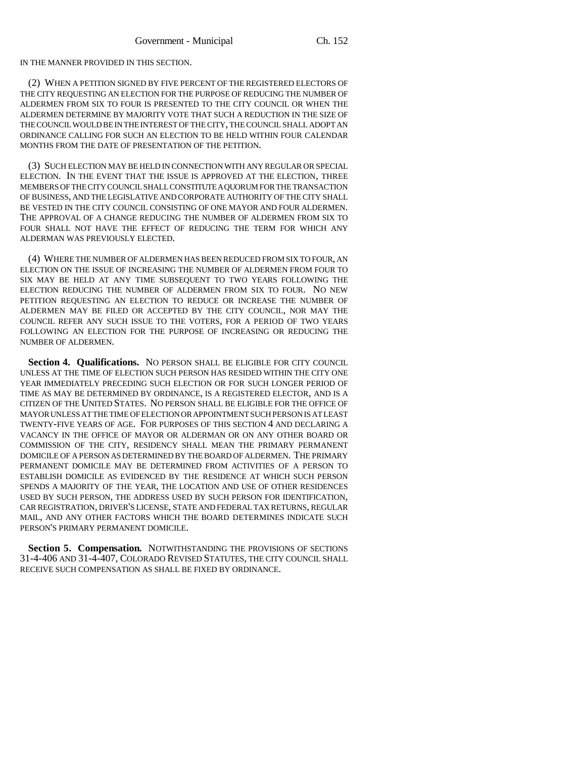IN THE MANNER PROVIDED IN THIS SECTION.

(2) WHEN A PETITION SIGNED BY FIVE PERCENT OF THE REGISTERED ELECTORS OF THE CITY REQUESTING AN ELECTION FOR THE PURPOSE OF REDUCING THE NUMBER OF ALDERMEN FROM SIX TO FOUR IS PRESENTED TO THE CITY COUNCIL OR WHEN THE ALDERMEN DETERMINE BY MAJORITY VOTE THAT SUCH A REDUCTION IN THE SIZE OF THE COUNCIL WOULD BE IN THE INTEREST OF THE CITY, THE COUNCIL SHALL ADOPT AN ORDINANCE CALLING FOR SUCH AN ELECTION TO BE HELD WITHIN FOUR CALENDAR MONTHS FROM THE DATE OF PRESENTATION OF THE PETITION.

(3) SUCH ELECTION MAY BE HELD IN CONNECTION WITH ANY REGULAR OR SPECIAL ELECTION. IN THE EVENT THAT THE ISSUE IS APPROVED AT THE ELECTION, THREE MEMBERS OF THE CITY COUNCIL SHALL CONSTITUTE A QUORUM FOR THE TRANSACTION OF BUSINESS, AND THE LEGISLATIVE AND CORPORATE AUTHORITY OF THE CITY SHALL BE VESTED IN THE CITY COUNCIL CONSISTING OF ONE MAYOR AND FOUR ALDERMEN. THE APPROVAL OF A CHANGE REDUCING THE NUMBER OF ALDERMEN FROM SIX TO FOUR SHALL NOT HAVE THE EFFECT OF REDUCING THE TERM FOR WHICH ANY ALDERMAN WAS PREVIOUSLY ELECTED.

(4) WHERE THE NUMBER OF ALDERMEN HAS BEEN REDUCED FROM SIX TO FOUR, AN ELECTION ON THE ISSUE OF INCREASING THE NUMBER OF ALDERMEN FROM FOUR TO SIX MAY BE HELD AT ANY TIME SUBSEQUENT TO TWO YEARS FOLLOWING THE ELECTION REDUCING THE NUMBER OF ALDERMEN FROM SIX TO FOUR. NO NEW PETITION REQUESTING AN ELECTION TO REDUCE OR INCREASE THE NUMBER OF ALDERMEN MAY BE FILED OR ACCEPTED BY THE CITY COUNCIL, NOR MAY THE COUNCIL REFER ANY SUCH ISSUE TO THE VOTERS, FOR A PERIOD OF TWO YEARS FOLLOWING AN ELECTION FOR THE PURPOSE OF INCREASING OR REDUCING THE NUMBER OF ALDERMEN.

**Section 4. Qualifications.** NO PERSON SHALL BE ELIGIBLE FOR CITY COUNCIL UNLESS AT THE TIME OF ELECTION SUCH PERSON HAS RESIDED WITHIN THE CITY ONE YEAR IMMEDIATELY PRECEDING SUCH ELECTION OR FOR SUCH LONGER PERIOD OF TIME AS MAY BE DETERMINED BY ORDINANCE, IS A REGISTERED ELECTOR, AND IS A CITIZEN OF THE UNITED STATES. NO PERSON SHALL BE ELIGIBLE FOR THE OFFICE OF MAYOR UNLESS AT THE TIME OF ELECTION OR APPOINTMENT SUCH PERSON IS AT LEAST TWENTY-FIVE YEARS OF AGE. FOR PURPOSES OF THIS SECTION 4 AND DECLARING A VACANCY IN THE OFFICE OF MAYOR OR ALDERMAN OR ON ANY OTHER BOARD OR COMMISSION OF THE CITY, RESIDENCY SHALL MEAN THE PRIMARY PERMANENT DOMICILE OF A PERSON AS DETERMINED BY THE BOARD OF ALDERMEN. THE PRIMARY PERMANENT DOMICILE MAY BE DETERMINED FROM ACTIVITIES OF A PERSON TO ESTABLISH DOMICILE AS EVIDENCED BY THE RESIDENCE AT WHICH SUCH PERSON SPENDS A MAJORITY OF THE YEAR, THE LOCATION AND USE OF OTHER RESIDENCES USED BY SUCH PERSON, THE ADDRESS USED BY SUCH PERSON FOR IDENTIFICATION, CAR REGISTRATION, DRIVER'S LICENSE, STATE AND FEDERAL TAX RETURNS, REGULAR MAIL, AND ANY OTHER FACTORS WHICH THE BOARD DETERMINES INDICATE SUCH PERSON'S PRIMARY PERMANENT DOMICILE.

**Section 5. Compensation.** NOTWITHSTANDING THE PROVISIONS OF SECTIONS 31-4-406 AND 31-4-407, COLORADO REVISED STATUTES, THE CITY COUNCIL SHALL RECEIVE SUCH COMPENSATION AS SHALL BE FIXED BY ORDINANCE.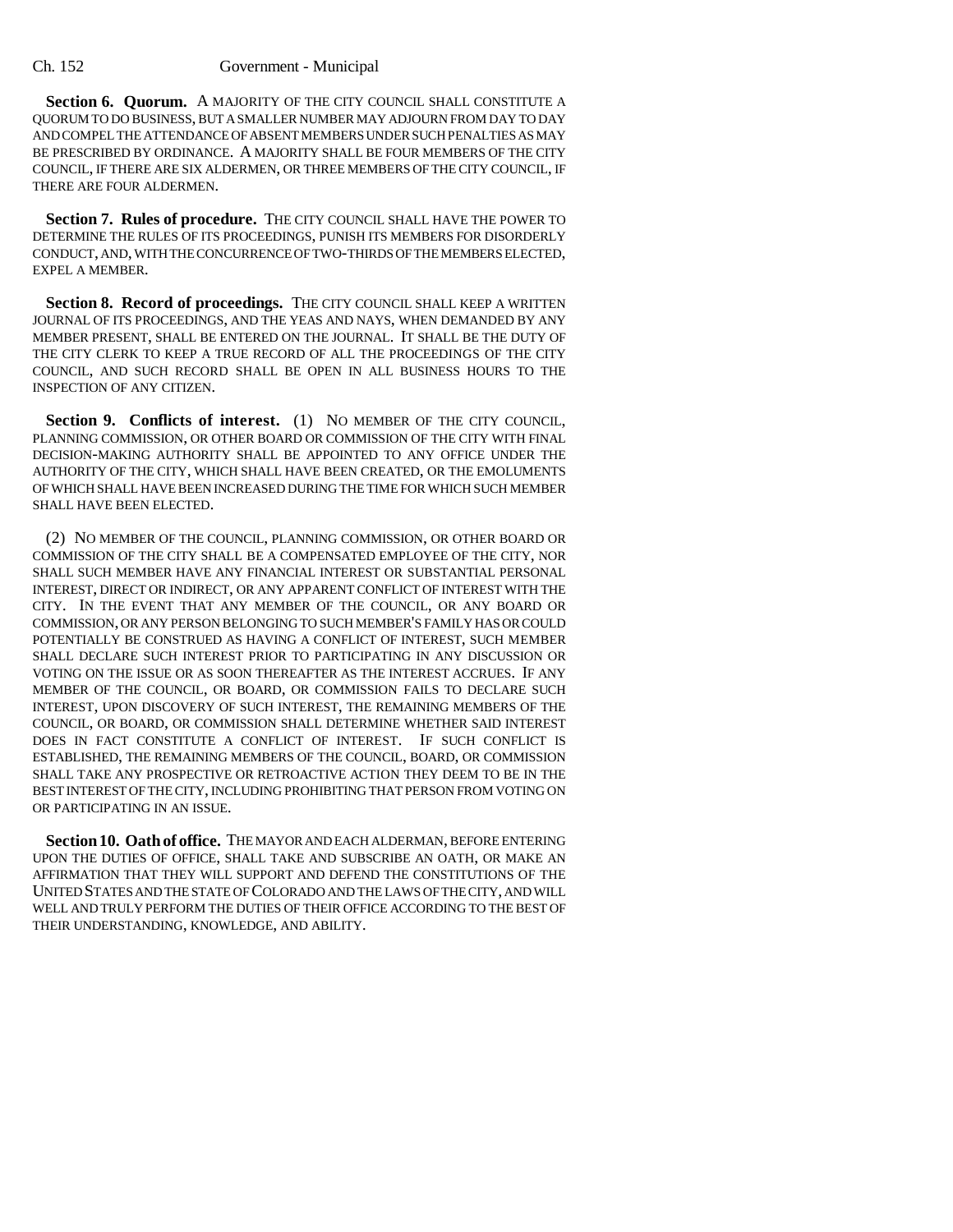**Section 6. Quorum.** A MAJORITY OF THE CITY COUNCIL SHALL CONSTITUTE A QUORUM TO DO BUSINESS, BUT A SMALLER NUMBER MAY ADJOURN FROM DAY TO DAY AND COMPEL THE ATTENDANCE OF ABSENT MEMBERS UNDER SUCH PENALTIES AS MAY BE PRESCRIBED BY ORDINANCE. A MAJORITY SHALL BE FOUR MEMBERS OF THE CITY COUNCIL, IF THERE ARE SIX ALDERMEN, OR THREE MEMBERS OF THE CITY COUNCIL, IF THERE ARE FOUR ALDERMEN.

**Section 7. Rules of procedure.** THE CITY COUNCIL SHALL HAVE THE POWER TO DETERMINE THE RULES OF ITS PROCEEDINGS, PUNISH ITS MEMBERS FOR DISORDERLY CONDUCT, AND, WITH THE CONCURRENCE OF TWO-THIRDS OF THE MEMBERS ELECTED, EXPEL A MEMBER.

**Section 8. Record of proceedings.** THE CITY COUNCIL SHALL KEEP A WRITTEN JOURNAL OF ITS PROCEEDINGS, AND THE YEAS AND NAYS, WHEN DEMANDED BY ANY MEMBER PRESENT, SHALL BE ENTERED ON THE JOURNAL. IT SHALL BE THE DUTY OF THE CITY CLERK TO KEEP A TRUE RECORD OF ALL THE PROCEEDINGS OF THE CITY COUNCIL, AND SUCH RECORD SHALL BE OPEN IN ALL BUSINESS HOURS TO THE INSPECTION OF ANY CITIZEN.

**Section 9. Conflicts of interest.** (1) NO MEMBER OF THE CITY COUNCIL, PLANNING COMMISSION, OR OTHER BOARD OR COMMISSION OF THE CITY WITH FINAL DECISION-MAKING AUTHORITY SHALL BE APPOINTED TO ANY OFFICE UNDER THE AUTHORITY OF THE CITY, WHICH SHALL HAVE BEEN CREATED, OR THE EMOLUMENTS OF WHICH SHALL HAVE BEEN INCREASED DURING THE TIME FOR WHICH SUCH MEMBER SHALL HAVE BEEN ELECTED.

(2) NO MEMBER OF THE COUNCIL, PLANNING COMMISSION, OR OTHER BOARD OR COMMISSION OF THE CITY SHALL BE A COMPENSATED EMPLOYEE OF THE CITY, NOR SHALL SUCH MEMBER HAVE ANY FINANCIAL INTEREST OR SUBSTANTIAL PERSONAL INTEREST, DIRECT OR INDIRECT, OR ANY APPARENT CONFLICT OF INTEREST WITH THE CITY. IN THE EVENT THAT ANY MEMBER OF THE COUNCIL, OR ANY BOARD OR COMMISSION, OR ANY PERSON BELONGING TO SUCH MEMBER'S FAMILY HAS OR COULD POTENTIALLY BE CONSTRUED AS HAVING A CONFLICT OF INTEREST, SUCH MEMBER SHALL DECLARE SUCH INTEREST PRIOR TO PARTICIPATING IN ANY DISCUSSION OR VOTING ON THE ISSUE OR AS SOON THEREAFTER AS THE INTEREST ACCRUES. IF ANY MEMBER OF THE COUNCIL, OR BOARD, OR COMMISSION FAILS TO DECLARE SUCH INTEREST, UPON DISCOVERY OF SUCH INTEREST, THE REMAINING MEMBERS OF THE COUNCIL, OR BOARD, OR COMMISSION SHALL DETERMINE WHETHER SAID INTEREST DOES IN FACT CONSTITUTE A CONFLICT OF INTEREST. IF SUCH CONFLICT IS ESTABLISHED, THE REMAINING MEMBERS OF THE COUNCIL, BOARD, OR COMMISSION SHALL TAKE ANY PROSPECTIVE OR RETROACTIVE ACTION THEY DEEM TO BE IN THE BEST INTEREST OF THE CITY, INCLUDING PROHIBITING THAT PERSON FROM VOTING ON OR PARTICIPATING IN AN ISSUE.

**Section 10. Oath of office.** THE MAYOR AND EACH ALDERMAN, BEFORE ENTERING UPON THE DUTIES OF OFFICE, SHALL TAKE AND SUBSCRIBE AN OATH, OR MAKE AN AFFIRMATION THAT THEY WILL SUPPORT AND DEFEND THE CONSTITUTIONS OF THE UNITED STATES AND THE STATE OF COLORADO AND THE LAWS OF THE CITY, AND WILL WELL AND TRULY PERFORM THE DUTIES OF THEIR OFFICE ACCORDING TO THE BEST OF THEIR UNDERSTANDING, KNOWLEDGE, AND ABILITY.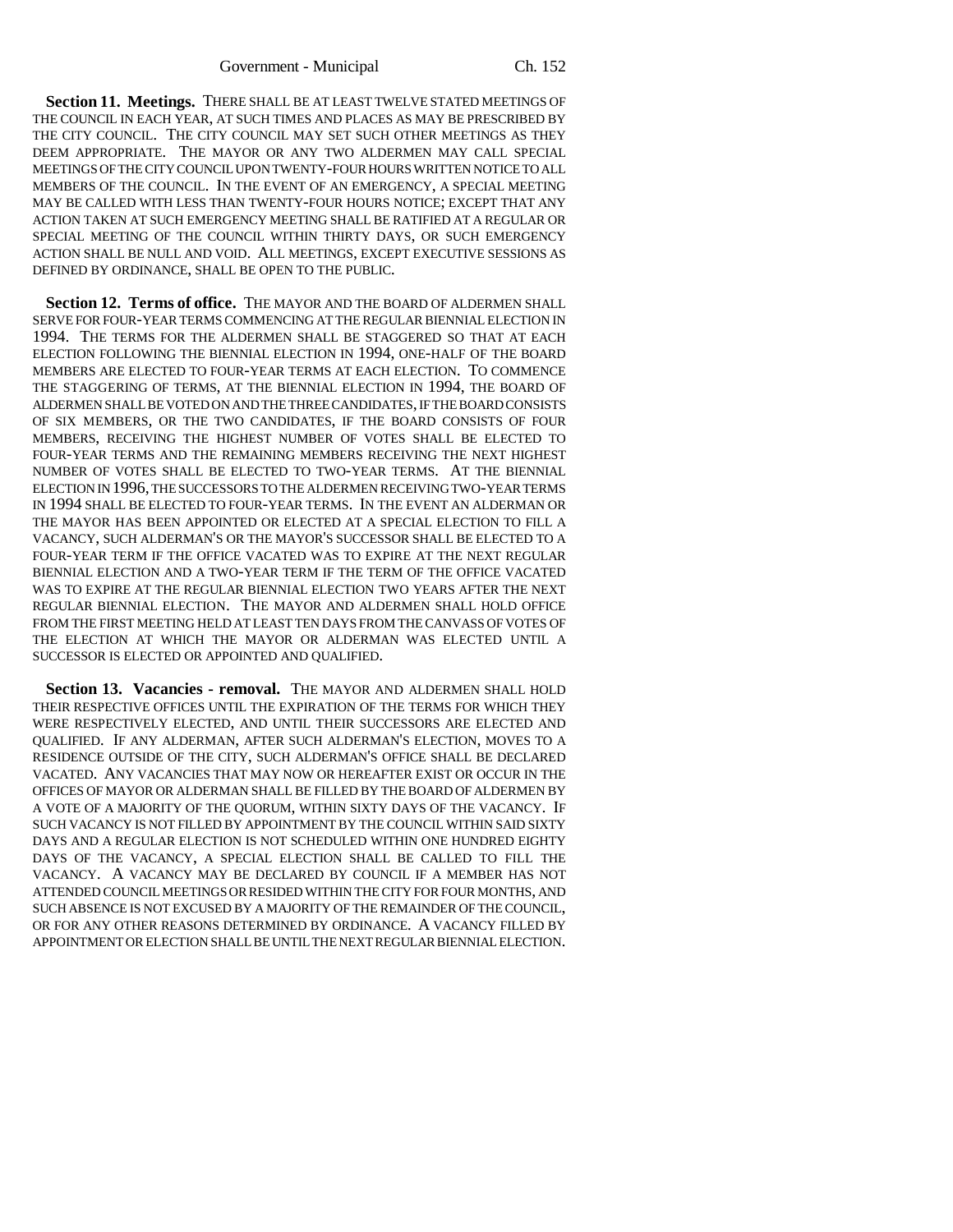**Section 11. Meetings.** THERE SHALL BE AT LEAST TWELVE STATED MEETINGS OF THE COUNCIL IN EACH YEAR, AT SUCH TIMES AND PLACES AS MAY BE PRESCRIBED BY THE CITY COUNCIL. THE CITY COUNCIL MAY SET SUCH OTHER MEETINGS AS THEY DEEM APPROPRIATE. THE MAYOR OR ANY TWO ALDERMEN MAY CALL SPECIAL MEETINGS OF THE CITY COUNCIL UPON TWENTY-FOUR HOURS WRITTEN NOTICE TO ALL MEMBERS OF THE COUNCIL. IN THE EVENT OF AN EMERGENCY, A SPECIAL MEETING MAY BE CALLED WITH LESS THAN TWENTY-FOUR HOURS NOTICE; EXCEPT THAT ANY ACTION TAKEN AT SUCH EMERGENCY MEETING SHALL BE RATIFIED AT A REGULAR OR SPECIAL MEETING OF THE COUNCIL WITHIN THIRTY DAYS, OR SUCH EMERGENCY ACTION SHALL BE NULL AND VOID. ALL MEETINGS, EXCEPT EXECUTIVE SESSIONS AS DEFINED BY ORDINANCE, SHALL BE OPEN TO THE PUBLIC.

**Section 12. Terms of office.** THE MAYOR AND THE BOARD OF ALDERMEN SHALL SERVE FOR FOUR-YEAR TERMS COMMENCING AT THE REGULAR BIENNIAL ELECTION IN 1994. THE TERMS FOR THE ALDERMEN SHALL BE STAGGERED SO THAT AT EACH ELECTION FOLLOWING THE BIENNIAL ELECTION IN 1994, ONE-HALF OF THE BOARD MEMBERS ARE ELECTED TO FOUR-YEAR TERMS AT EACH ELECTION. TO COMMENCE THE STAGGERING OF TERMS, AT THE BIENNIAL ELECTION IN 1994, THE BOARD OF ALDERMEN SHALL BE VOTED ON AND THE THREE CANDIDATES, IF THE BOARD CONSISTS OF SIX MEMBERS, OR THE TWO CANDIDATES, IF THE BOARD CONSISTS OF FOUR MEMBERS, RECEIVING THE HIGHEST NUMBER OF VOTES SHALL BE ELECTED TO FOUR-YEAR TERMS AND THE REMAINING MEMBERS RECEIVING THE NEXT HIGHEST NUMBER OF VOTES SHALL BE ELECTED TO TWO-YEAR TERMS. AT THE BIENNIAL ELECTION IN 1996, THE SUCCESSORS TO THE ALDERMEN RECEIVING TWO-YEAR TERMS IN 1994 SHALL BE ELECTED TO FOUR-YEAR TERMS. IN THE EVENT AN ALDERMAN OR THE MAYOR HAS BEEN APPOINTED OR ELECTED AT A SPECIAL ELECTION TO FILL A VACANCY, SUCH ALDERMAN'S OR THE MAYOR'S SUCCESSOR SHALL BE ELECTED TO A FOUR-YEAR TERM IF THE OFFICE VACATED WAS TO EXPIRE AT THE NEXT REGULAR BIENNIAL ELECTION AND A TWO-YEAR TERM IF THE TERM OF THE OFFICE VACATED WAS TO EXPIRE AT THE REGULAR BIENNIAL ELECTION TWO YEARS AFTER THE NEXT REGULAR BIENNIAL ELECTION. THE MAYOR AND ALDERMEN SHALL HOLD OFFICE FROM THE FIRST MEETING HELD AT LEAST TEN DAYS FROM THE CANVASS OF VOTES OF THE ELECTION AT WHICH THE MAYOR OR ALDERMAN WAS ELECTED UNTIL A SUCCESSOR IS ELECTED OR APPOINTED AND QUALIFIED.

**Section 13. Vacancies - removal.** THE MAYOR AND ALDERMEN SHALL HOLD THEIR RESPECTIVE OFFICES UNTIL THE EXPIRATION OF THE TERMS FOR WHICH THEY WERE RESPECTIVELY ELECTED, AND UNTIL THEIR SUCCESSORS ARE ELECTED AND QUALIFIED. IF ANY ALDERMAN, AFTER SUCH ALDERMAN'S ELECTION, MOVES TO A RESIDENCE OUTSIDE OF THE CITY, SUCH ALDERMAN'S OFFICE SHALL BE DECLARED VACATED. ANY VACANCIES THAT MAY NOW OR HEREAFTER EXIST OR OCCUR IN THE OFFICES OF MAYOR OR ALDERMAN SHALL BE FILLED BY THE BOARD OF ALDERMEN BY A VOTE OF A MAJORITY OF THE QUORUM, WITHIN SIXTY DAYS OF THE VACANCY. IF SUCH VACANCY IS NOT FILLED BY APPOINTMENT BY THE COUNCIL WITHIN SAID SIXTY DAYS AND A REGULAR ELECTION IS NOT SCHEDULED WITHIN ONE HUNDRED EIGHTY DAYS OF THE VACANCY, A SPECIAL ELECTION SHALL BE CALLED TO FILL THE VACANCY. A VACANCY MAY BE DECLARED BY COUNCIL IF A MEMBER HAS NOT ATTENDED COUNCIL MEETINGS OR RESIDED WITHIN THE CITY FOR FOUR MONTHS, AND SUCH ABSENCE IS NOT EXCUSED BY A MAJORITY OF THE REMAINDER OF THE COUNCIL, OR FOR ANY OTHER REASONS DETERMINED BY ORDINANCE. A VACANCY FILLED BY APPOINTMENT OR ELECTION SHALL BE UNTIL THE NEXT REGULAR BIENNIAL ELECTION.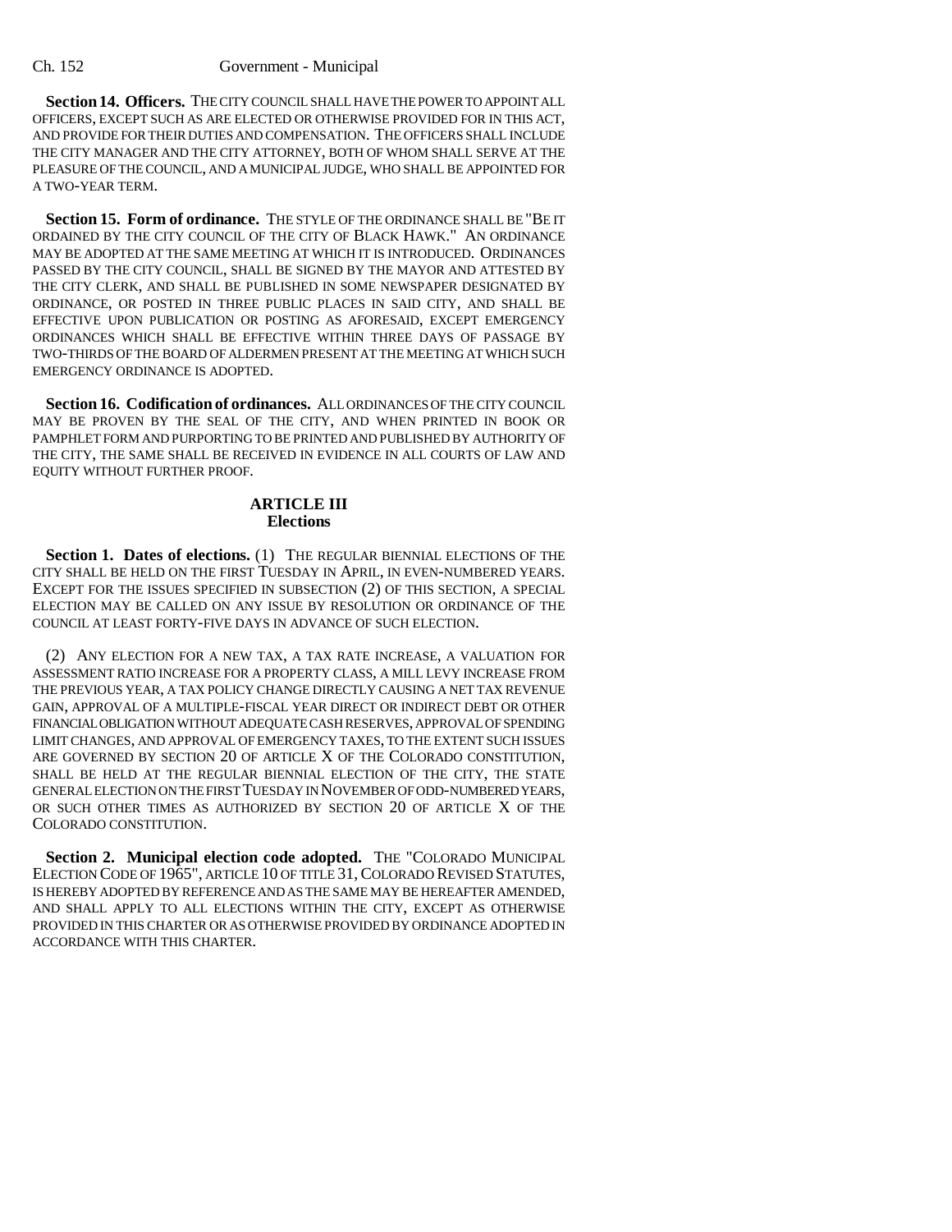**Section 14. Officers.** THE CITY COUNCIL SHALL HAVE THE POWER TO APPOINT ALL OFFICERS, EXCEPT SUCH AS ARE ELECTED OR OTHERWISE PROVIDED FOR IN THIS ACT, AND PROVIDE FOR THEIR DUTIES AND COMPENSATION. THE OFFICERS SHALL INCLUDE THE CITY MANAGER AND THE CITY ATTORNEY, BOTH OF WHOM SHALL SERVE AT THE PLEASURE OF THE COUNCIL, AND A MUNICIPAL JUDGE, WHO SHALL BE APPOINTED FOR A TWO-YEAR TERM.

**Section 15. Form of ordinance.** THE STYLE OF THE ORDINANCE SHALL BE "BE IT ORDAINED BY THE CITY COUNCIL OF THE CITY OF BLACK HAWK." AN ORDINANCE MAY BE ADOPTED AT THE SAME MEETING AT WHICH IT IS INTRODUCED. ORDINANCES PASSED BY THE CITY COUNCIL, SHALL BE SIGNED BY THE MAYOR AND ATTESTED BY THE CITY CLERK, AND SHALL BE PUBLISHED IN SOME NEWSPAPER DESIGNATED BY ORDINANCE, OR POSTED IN THREE PUBLIC PLACES IN SAID CITY, AND SHALL BE EFFECTIVE UPON PUBLICATION OR POSTING AS AFORESAID, EXCEPT EMERGENCY ORDINANCES WHICH SHALL BE EFFECTIVE WITHIN THREE DAYS OF PASSAGE BY TWO-THIRDS OF THE BOARD OF ALDERMEN PRESENT AT THE MEETING AT WHICH SUCH EMERGENCY ORDINANCE IS ADOPTED.

**Section 16. Codification of ordinances.** ALL ORDINANCES OF THE CITY COUNCIL MAY BE PROVEN BY THE SEAL OF THE CITY, AND WHEN PRINTED IN BOOK OR PAMPHLET FORM AND PURPORTING TO BE PRINTED AND PUBLISHED BY AUTHORITY OF THE CITY, THE SAME SHALL BE RECEIVED IN EVIDENCE IN ALL COURTS OF LAW AND EQUITY WITHOUT FURTHER PROOF.

## ARTICLE III
## Elections

**Section 1. Dates of elections.** (1) THE REGULAR BIENNIAL ELECTIONS OF THE CITY SHALL BE HELD ON THE FIRST TUESDAY IN APRIL, IN EVEN-NUMBERED YEARS. EXCEPT FOR THE ISSUES SPECIFIED IN SUBSECTION (2) OF THIS SECTION, A SPECIAL ELECTION MAY BE CALLED ON ANY ISSUE BY RESOLUTION OR ORDINANCE OF THE COUNCIL AT LEAST FORTY-FIVE DAYS IN ADVANCE OF SUCH ELECTION.

(2) ANY ELECTION FOR A NEW TAX, A TAX RATE INCREASE, A VALUATION FOR ASSESSMENT RATIO INCREASE FOR A PROPERTY CLASS, A MILL LEVY INCREASE FROM THE PREVIOUS YEAR, A TAX POLICY CHANGE DIRECTLY CAUSING A NET TAX REVENUE GAIN, APPROVAL OF A MULTIPLE-FISCAL YEAR DIRECT OR INDIRECT DEBT OR OTHER FINANCIAL OBLIGATION WITHOUT ADEQUATE CASH RESERVES, APPROVAL OF SPENDING LIMIT CHANGES, AND APPROVAL OF EMERGENCY TAXES, TO THE EXTENT SUCH ISSUES ARE GOVERNED BY SECTION 20 OF ARTICLE X OF THE COLORADO CONSTITUTION, SHALL BE HELD AT THE REGULAR BIENNIAL ELECTION OF THE CITY, THE STATE GENERAL ELECTION ON THE FIRST TUESDAY IN NOVEMBER OF ODD-NUMBERED YEARS, OR SUCH OTHER TIMES AS AUTHORIZED BY SECTION 20 OF ARTICLE X OF THE COLORADO CONSTITUTION.

**Section 2. Municipal election code adopted.** THE "COLORADO MUNICIPAL ELECTION CODE OF 1965", ARTICLE 10 OF TITLE 31, COLORADO REVISED STATUTES, IS HEREBY ADOPTED BY REFERENCE AND AS THE SAME MAY BE HEREAFTER AMENDED, AND SHALL APPLY TO ALL ELECTIONS WITHIN THE CITY, EXCEPT AS OTHERWISE PROVIDED IN THIS CHARTER OR AS OTHERWISE PROVIDED BY ORDINANCE ADOPTED IN ACCORDANCE WITH THIS CHARTER.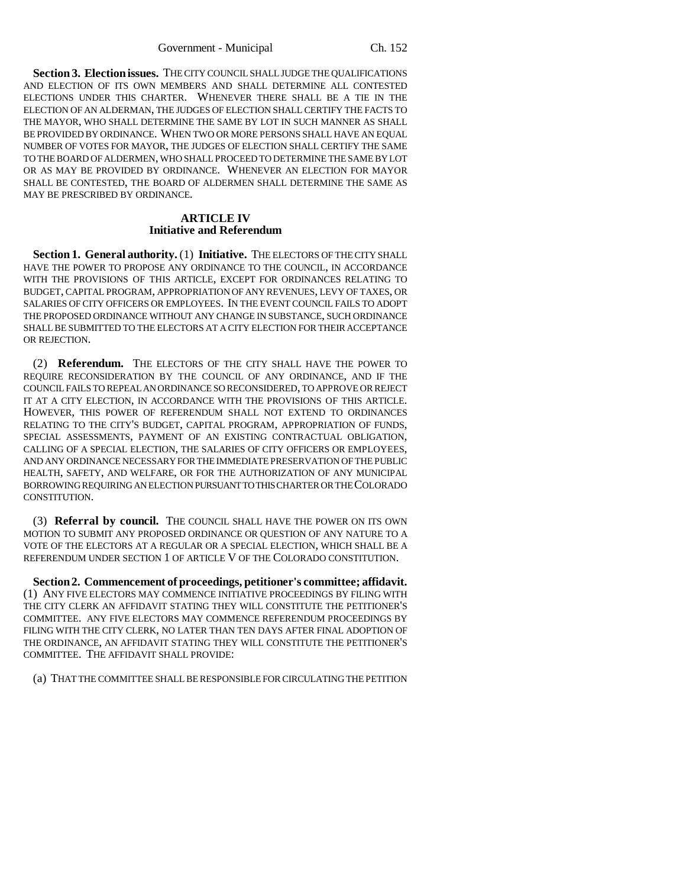**Section 3. Election issues.** THE CITY COUNCIL SHALL JUDGE THE QUALIFICATIONS AND ELECTION OF ITS OWN MEMBERS AND SHALL DETERMINE ALL CONTESTED ELECTIONS UNDER THIS CHARTER. WHENEVER THERE SHALL BE A TIE IN THE ELECTION OF AN ALDERMAN, THE JUDGES OF ELECTION SHALL CERTIFY THE FACTS TO THE MAYOR, WHO SHALL DETERMINE THE SAME BY LOT IN SUCH MANNER AS SHALL BE PROVIDED BY ORDINANCE. WHEN TWO OR MORE PERSONS SHALL HAVE AN EQUAL NUMBER OF VOTES FOR MAYOR, THE JUDGES OF ELECTION SHALL CERTIFY THE SAME TO THE BOARD OF ALDERMEN, WHO SHALL PROCEED TO DETERMINE THE SAME BY LOT OR AS MAY BE PROVIDED BY ORDINANCE. WHENEVER AN ELECTION FOR MAYOR SHALL BE CONTESTED, THE BOARD OF ALDERMEN SHALL DETERMINE THE SAME AS MAY BE PRESCRIBED BY ORDINANCE.

## ARTICLE IV
## Initiative and Referendum

**Section 1. General authority.** (1) **Initiative.** THE ELECTORS OF THE CITY SHALL HAVE THE POWER TO PROPOSE ANY ORDINANCE TO THE COUNCIL, IN ACCORDANCE WITH THE PROVISIONS OF THIS ARTICLE, EXCEPT FOR ORDINANCES RELATING TO BUDGET, CAPITAL PROGRAM, APPROPRIATION OF ANY REVENUES, LEVY OF TAXES, OR SALARIES OF CITY OFFICERS OR EMPLOYEES. IN THE EVENT COUNCIL FAILS TO ADOPT THE PROPOSED ORDINANCE WITHOUT ANY CHANGE IN SUBSTANCE, SUCH ORDINANCE SHALL BE SUBMITTED TO THE ELECTORS AT A CITY ELECTION FOR THEIR ACCEPTANCE OR REJECTION.

(2) **Referendum.** THE ELECTORS OF THE CITY SHALL HAVE THE POWER TO REQUIRE RECONSIDERATION BY THE COUNCIL OF ANY ORDINANCE, AND IF THE COUNCIL FAILS TO REPEAL AN ORDINANCE SO RECONSIDERED, TO APPROVE OR REJECT IT AT A CITY ELECTION, IN ACCORDANCE WITH THE PROVISIONS OF THIS ARTICLE. HOWEVER, THIS POWER OF REFERENDUM SHALL NOT EXTEND TO ORDINANCES RELATING TO THE CITY'S BUDGET, CAPITAL PROGRAM, APPROPRIATION OF FUNDS, SPECIAL ASSESSMENTS, PAYMENT OF AN EXISTING CONTRACTUAL OBLIGATION, CALLING OF A SPECIAL ELECTION, THE SALARIES OF CITY OFFICERS OR EMPLOYEES, AND ANY ORDINANCE NECESSARY FOR THE IMMEDIATE PRESERVATION OF THE PUBLIC HEALTH, SAFETY, AND WELFARE, OR FOR THE AUTHORIZATION OF ANY MUNICIPAL BORROWING REQUIRING AN ELECTION PURSUANT TO THIS CHARTER OR THE COLORADO CONSTITUTION.

(3) **Referral by council.** THE COUNCIL SHALL HAVE THE POWER ON ITS OWN MOTION TO SUBMIT ANY PROPOSED ORDINANCE OR QUESTION OF ANY NATURE TO A VOTE OF THE ELECTORS AT A REGULAR OR A SPECIAL ELECTION, WHICH SHALL BE A REFERENDUM UNDER SECTION 1 OF ARTICLE V OF THE COLORADO CONSTITUTION.

**Section 2. Commencement of proceedings, petitioner's committee; affidavit.** (1) ANY FIVE ELECTORS MAY COMMENCE INITIATIVE PROCEEDINGS BY FILING WITH THE CITY CLERK AN AFFIDAVIT STATING THEY WILL CONSTITUTE THE PETITIONER'S COMMITTEE. ANY FIVE ELECTORS MAY COMMENCE REFERENDUM PROCEEDINGS BY FILING WITH THE CITY CLERK, NO LATER THAN TEN DAYS AFTER FINAL ADOPTION OF THE ORDINANCE, AN AFFIDAVIT STATING THEY WILL CONSTITUTE THE PETITIONER'S COMMITTEE. THE AFFIDAVIT SHALL PROVIDE:

(a) THAT THE COMMITTEE SHALL BE RESPONSIBLE FOR CIRCULATING THE PETITION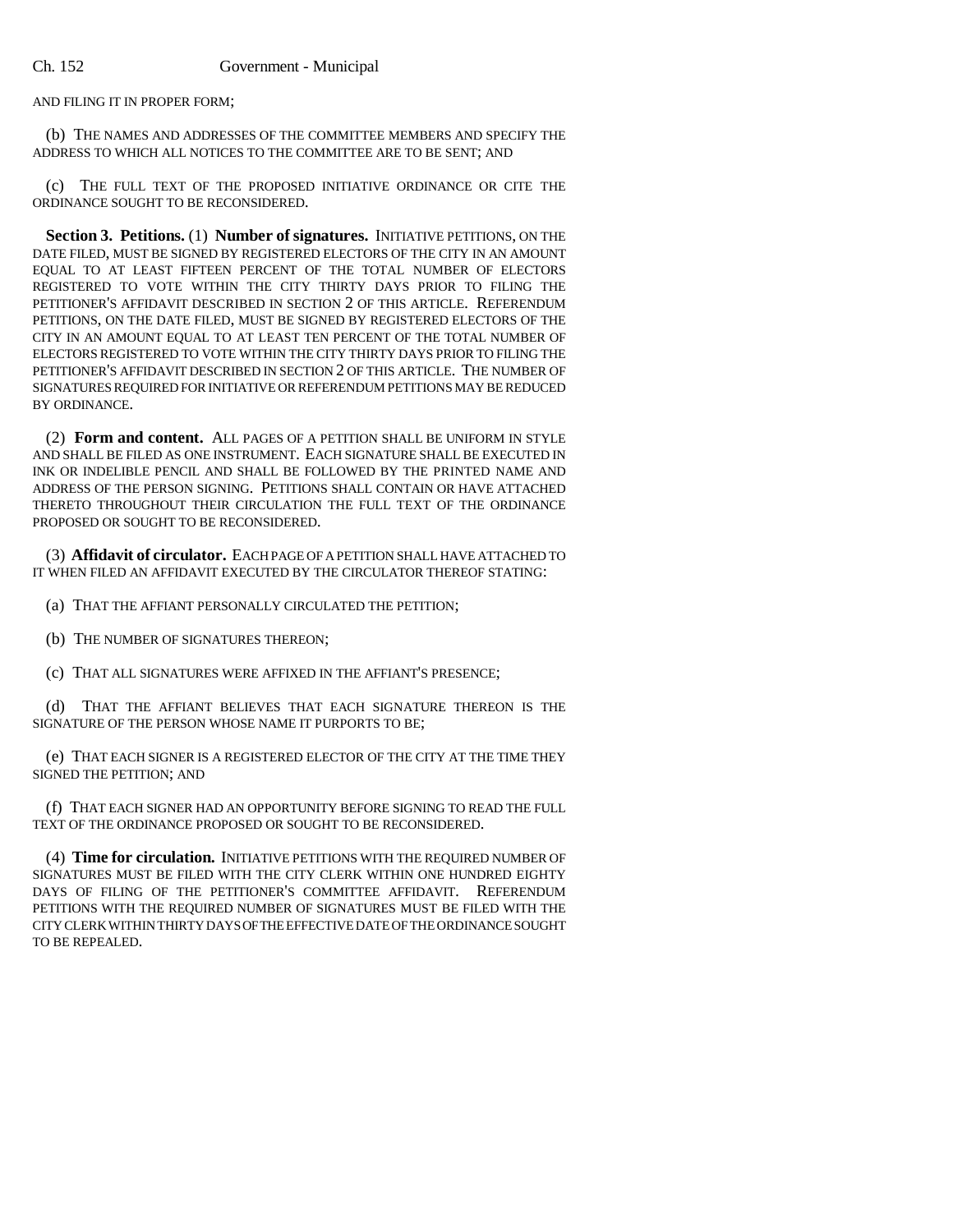AND FILING IT IN PROPER FORM;

(b) THE NAMES AND ADDRESSES OF THE COMMITTEE MEMBERS AND SPECIFY THE ADDRESS TO WHICH ALL NOTICES TO THE COMMITTEE ARE TO BE SENT; AND

(c) THE FULL TEXT OF THE PROPOSED INITIATIVE ORDINANCE OR CITE THE ORDINANCE SOUGHT TO BE RECONSIDERED.

**Section 3. Petitions.** (1) **Number of signatures.** INITIATIVE PETITIONS, ON THE DATE FILED, MUST BE SIGNED BY REGISTERED ELECTORS OF THE CITY IN AN AMOUNT EQUAL TO AT LEAST FIFTEEN PERCENT OF THE TOTAL NUMBER OF ELECTORS REGISTERED TO VOTE WITHIN THE CITY THIRTY DAYS PRIOR TO FILING THE PETITIONER'S AFFIDAVIT DESCRIBED IN SECTION 2 OF THIS ARTICLE. REFERENDUM PETITIONS, ON THE DATE FILED, MUST BE SIGNED BY REGISTERED ELECTORS OF THE CITY IN AN AMOUNT EQUAL TO AT LEAST TEN PERCENT OF THE TOTAL NUMBER OF ELECTORS REGISTERED TO VOTE WITHIN THE CITY THIRTY DAYS PRIOR TO FILING THE PETITIONER'S AFFIDAVIT DESCRIBED IN SECTION 2 OF THIS ARTICLE. THE NUMBER OF SIGNATURES REQUIRED FOR INITIATIVE OR REFERENDUM PETITIONS MAY BE REDUCED BY ORDINANCE.

(2) **Form and content.** ALL PAGES OF A PETITION SHALL BE UNIFORM IN STYLE AND SHALL BE FILED AS ONE INSTRUMENT. EACH SIGNATURE SHALL BE EXECUTED IN INK OR INDELIBLE PENCIL AND SHALL BE FOLLOWED BY THE PRINTED NAME AND ADDRESS OF THE PERSON SIGNING. PETITIONS SHALL CONTAIN OR HAVE ATTACHED THERETO THROUGHOUT THEIR CIRCULATION THE FULL TEXT OF THE ORDINANCE PROPOSED OR SOUGHT TO BE RECONSIDERED.

(3) **Affidavit of circulator.** EACH PAGE OF A PETITION SHALL HAVE ATTACHED TO IT WHEN FILED AN AFFIDAVIT EXECUTED BY THE CIRCULATOR THEREOF STATING:

(a) THAT THE AFFIANT PERSONALLY CIRCULATED THE PETITION;

(b) THE NUMBER OF SIGNATURES THEREON;

(c) THAT ALL SIGNATURES WERE AFFIXED IN THE AFFIANT'S PRESENCE;

(d) THAT THE AFFIANT BELIEVES THAT EACH SIGNATURE THEREON IS THE SIGNATURE OF THE PERSON WHOSE NAME IT PURPORTS TO BE;

(e) THAT EACH SIGNER IS A REGISTERED ELECTOR OF THE CITY AT THE TIME THEY SIGNED THE PETITION; AND

(f) THAT EACH SIGNER HAD AN OPPORTUNITY BEFORE SIGNING TO READ THE FULL TEXT OF THE ORDINANCE PROPOSED OR SOUGHT TO BE RECONSIDERED.

(4) **Time for circulation.** INITIATIVE PETITIONS WITH THE REQUIRED NUMBER OF SIGNATURES MUST BE FILED WITH THE CITY CLERK WITHIN ONE HUNDRED EIGHTY DAYS OF FILING OF THE PETITIONER'S COMMITTEE AFFIDAVIT. REFERENDUM PETITIONS WITH THE REQUIRED NUMBER OF SIGNATURES MUST BE FILED WITH THE CITY CLERK WITHIN THIRTY DAYS OF THE EFFECTIVE DATE OF THE ORDINANCE SOUGHT TO BE REPEALED.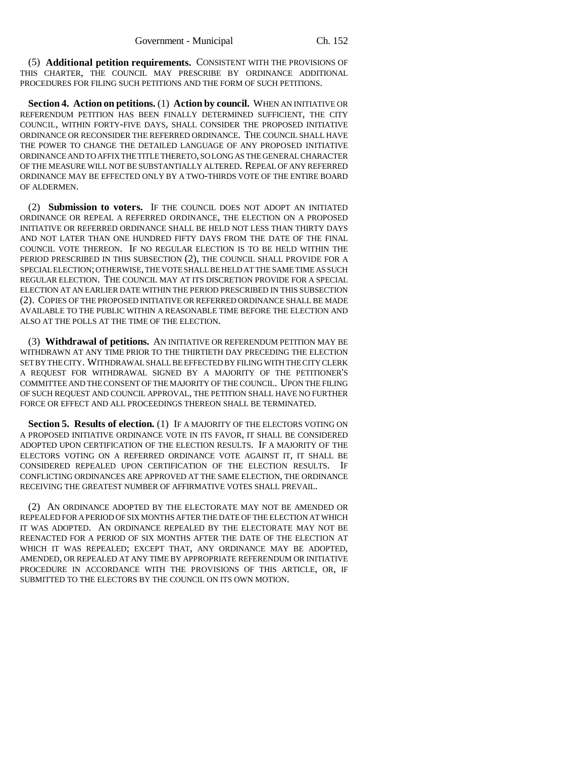(5) **Additional petition requirements.** CONSISTENT WITH THE PROVISIONS OF THIS CHARTER, THE COUNCIL MAY PRESCRIBE BY ORDINANCE ADDITIONAL PROCEDURES FOR FILING SUCH PETITIONS AND THE FORM OF SUCH PETITIONS.

**Section 4. Action on petitions.** (1) **Action by council.** WHEN AN INITIATIVE OR REFERENDUM PETITION HAS BEEN FINALLY DETERMINED SUFFICIENT, THE CITY COUNCIL, WITHIN FORTY-FIVE DAYS, SHALL CONSIDER THE PROPOSED INITIATIVE ORDINANCE OR RECONSIDER THE REFERRED ORDINANCE. THE COUNCIL SHALL HAVE THE POWER TO CHANGE THE DETAILED LANGUAGE OF ANY PROPOSED INITIATIVE ORDINANCE AND TO AFFIX THE TITLE THERETO, SO LONG AS THE GENERAL CHARACTER OF THE MEASURE WILL NOT BE SUBSTANTIALLY ALTERED. REPEAL OF ANY REFERRED ORDINANCE MAY BE EFFECTED ONLY BY A TWO-THIRDS VOTE OF THE ENTIRE BOARD OF ALDERMEN.

(2) **Submission to voters.** IF THE COUNCIL DOES NOT ADOPT AN INITIATED ORDINANCE OR REPEAL A REFERRED ORDINANCE, THE ELECTION ON A PROPOSED INITIATIVE OR REFERRED ORDINANCE SHALL BE HELD NOT LESS THAN THIRTY DAYS AND NOT LATER THAN ONE HUNDRED FIFTY DAYS FROM THE DATE OF THE FINAL COUNCIL VOTE THEREON. IF NO REGULAR ELECTION IS TO BE HELD WITHIN THE PERIOD PRESCRIBED IN THIS SUBSECTION (2), THE COUNCIL SHALL PROVIDE FOR A SPECIAL ELECTION; OTHERWISE, THE VOTE SHALL BE HELD AT THE SAME TIME AS SUCH REGULAR ELECTION. THE COUNCIL MAY AT ITS DISCRETION PROVIDE FOR A SPECIAL ELECTION AT AN EARLIER DATE WITHIN THE PERIOD PRESCRIBED IN THIS SUBSECTION (2). COPIES OF THE PROPOSED INITIATIVE OR REFERRED ORDINANCE SHALL BE MADE AVAILABLE TO THE PUBLIC WITHIN A REASONABLE TIME BEFORE THE ELECTION AND ALSO AT THE POLLS AT THE TIME OF THE ELECTION.

(3) **Withdrawal of petitions.** AN INITIATIVE OR REFERENDUM PETITION MAY BE WITHDRAWN AT ANY TIME PRIOR TO THE THIRTIETH DAY PRECEDING THE ELECTION SET BY THE CITY. WITHDRAWAL SHALL BE EFFECTED BY FILING WITH THE CITY CLERK A REQUEST FOR WITHDRAWAL SIGNED BY A MAJORITY OF THE PETITIONER'S COMMITTEE AND THE CONSENT OF THE MAJORITY OF THE COUNCIL. UPON THE FILING OF SUCH REQUEST AND COUNCIL APPROVAL, THE PETITION SHALL HAVE NO FURTHER FORCE OR EFFECT AND ALL PROCEEDINGS THEREON SHALL BE TERMINATED.

**Section 5. Results of election.** (1) IF A MAJORITY OF THE ELECTORS VOTING ON A PROPOSED INITIATIVE ORDINANCE VOTE IN ITS FAVOR, IT SHALL BE CONSIDERED ADOPTED UPON CERTIFICATION OF THE ELECTION RESULTS. IF A MAJORITY OF THE ELECTORS VOTING ON A REFERRED ORDINANCE VOTE AGAINST IT, IT SHALL BE CONSIDERED REPEALED UPON CERTIFICATION OF THE ELECTION RESULTS. IF CONFLICTING ORDINANCES ARE APPROVED AT THE SAME ELECTION, THE ORDINANCE RECEIVING THE GREATEST NUMBER OF AFFIRMATIVE VOTES SHALL PREVAIL.

(2) AN ORDINANCE ADOPTED BY THE ELECTORATE MAY NOT BE AMENDED OR REPEALED FOR A PERIOD OF SIX MONTHS AFTER THE DATE OF THE ELECTION AT WHICH IT WAS ADOPTED. AN ORDINANCE REPEALED BY THE ELECTORATE MAY NOT BE REENACTED FOR A PERIOD OF SIX MONTHS AFTER THE DATE OF THE ELECTION AT WHICH IT WAS REPEALED; EXCEPT THAT, ANY ORDINANCE MAY BE ADOPTED, AMENDED, OR REPEALED AT ANY TIME BY APPROPRIATE REFERENDUM OR INITIATIVE PROCEDURE IN ACCORDANCE WITH THE PROVISIONS OF THIS ARTICLE, OR, IF SUBMITTED TO THE ELECTORS BY THE COUNCIL ON ITS OWN MOTION.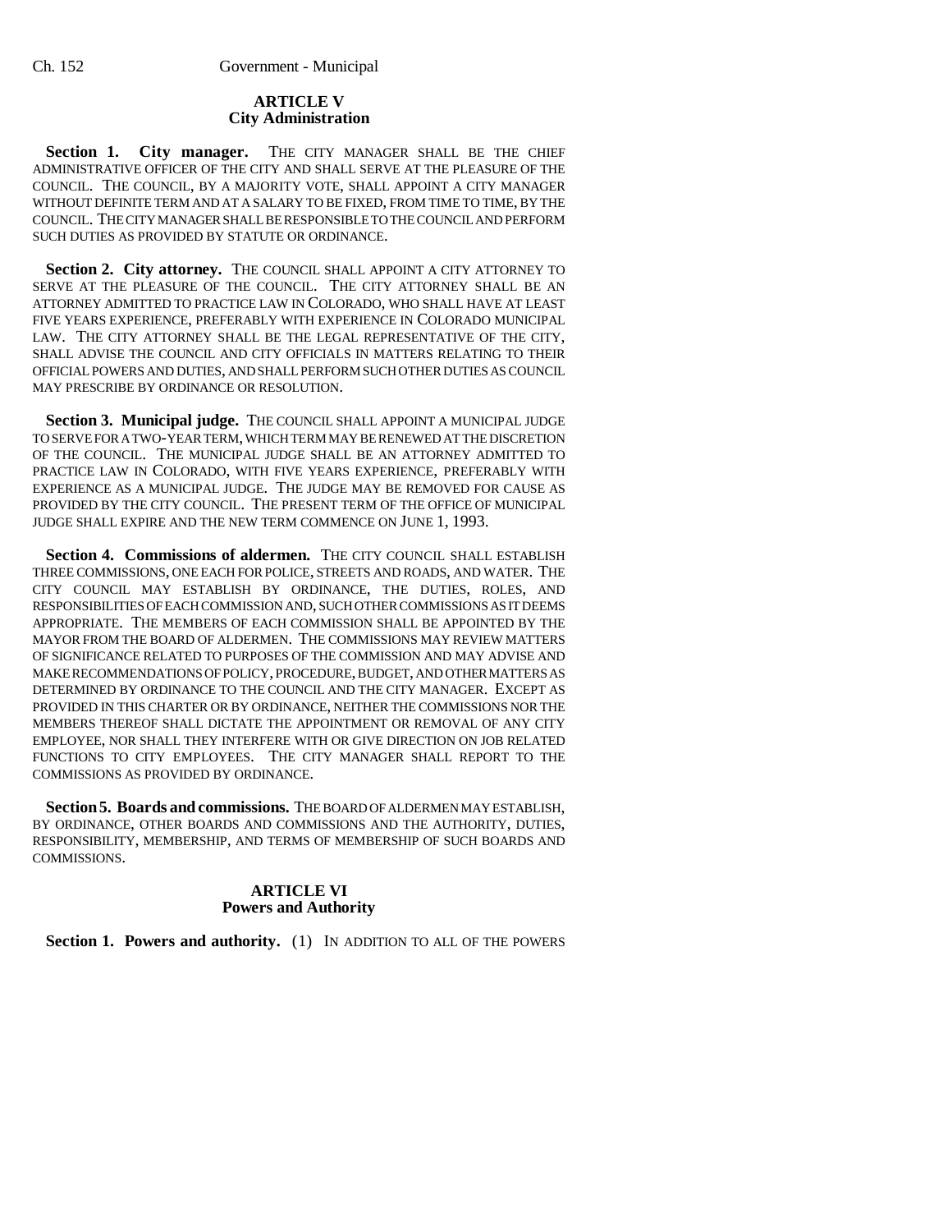## ARTICLE V
## City Administration

**Section 1. City manager.** THE CITY MANAGER SHALL BE THE CHIEF ADMINISTRATIVE OFFICER OF THE CITY AND SHALL SERVE AT THE PLEASURE OF THE COUNCIL. THE COUNCIL, BY A MAJORITY VOTE, SHALL APPOINT A CITY MANAGER WITHOUT DEFINITE TERM AND AT A SALARY TO BE FIXED, FROM TIME TO TIME, BY THE COUNCIL. THE CITY MANAGER SHALL BE RESPONSIBLE TO THE COUNCIL AND PERFORM SUCH DUTIES AS PROVIDED BY STATUTE OR ORDINANCE.

**Section 2. City attorney.** THE COUNCIL SHALL APPOINT A CITY ATTORNEY TO SERVE AT THE PLEASURE OF THE COUNCIL. THE CITY ATTORNEY SHALL BE AN ATTORNEY ADMITTED TO PRACTICE LAW IN COLORADO, WHO SHALL HAVE AT LEAST FIVE YEARS EXPERIENCE, PREFERABLY WITH EXPERIENCE IN COLORADO MUNICIPAL LAW. THE CITY ATTORNEY SHALL BE THE LEGAL REPRESENTATIVE OF THE CITY, SHALL ADVISE THE COUNCIL AND CITY OFFICIALS IN MATTERS RELATING TO THEIR OFFICIAL POWERS AND DUTIES, AND SHALL PERFORM SUCH OTHER DUTIES AS COUNCIL MAY PRESCRIBE BY ORDINANCE OR RESOLUTION.

**Section 3. Municipal judge.** THE COUNCIL SHALL APPOINT A MUNICIPAL JUDGE TO SERVE FOR A TWO-YEAR TERM, WHICH TERM MAY BE RENEWED AT THE DISCRETION OF THE COUNCIL. THE MUNICIPAL JUDGE SHALL BE AN ATTORNEY ADMITTED TO PRACTICE LAW IN COLORADO, WITH FIVE YEARS EXPERIENCE, PREFERABLY WITH EXPERIENCE AS A MUNICIPAL JUDGE. THE JUDGE MAY BE REMOVED FOR CAUSE AS PROVIDED BY THE CITY COUNCIL. THE PRESENT TERM OF THE OFFICE OF MUNICIPAL JUDGE SHALL EXPIRE AND THE NEW TERM COMMENCE ON JUNE 1, 1993.

**Section 4. Commissions of aldermen.** THE CITY COUNCIL SHALL ESTABLISH THREE COMMISSIONS, ONE EACH FOR POLICE, STREETS AND ROADS, AND WATER. THE CITY COUNCIL MAY ESTABLISH BY ORDINANCE, THE DUTIES, ROLES, AND RESPONSIBILITIES OF EACH COMMISSION AND, SUCH OTHER COMMISSIONS AS IT DEEMS APPROPRIATE. THE MEMBERS OF EACH COMMISSION SHALL BE APPOINTED BY THE MAYOR FROM THE BOARD OF ALDERMEN. THE COMMISSIONS MAY REVIEW MATTERS OF SIGNIFICANCE RELATED TO PURPOSES OF THE COMMISSION AND MAY ADVISE AND MAKE RECOMMENDATIONS OF POLICY, PROCEDURE, BUDGET, AND OTHER MATTERS AS DETERMINED BY ORDINANCE TO THE COUNCIL AND THE CITY MANAGER. EXCEPT AS PROVIDED IN THIS CHARTER OR BY ORDINANCE, NEITHER THE COMMISSIONS NOR THE MEMBERS THEREOF SHALL DICTATE THE APPOINTMENT OR REMOVAL OF ANY CITY EMPLOYEE, NOR SHALL THEY INTERFERE WITH OR GIVE DIRECTION ON JOB RELATED FUNCTIONS TO CITY EMPLOYEES. THE CITY MANAGER SHALL REPORT TO THE COMMISSIONS AS PROVIDED BY ORDINANCE.

**Section 5. Boards and commissions.** THE BOARD OF ALDERMEN MAY ESTABLISH, BY ORDINANCE, OTHER BOARDS AND COMMISSIONS AND THE AUTHORITY, DUTIES, RESPONSIBILITY, MEMBERSHIP, AND TERMS OF MEMBERSHIP OF SUCH BOARDS AND COMMISSIONS.

## ARTICLE VI
## Powers and Authority

**Section 1. Powers and authority.** (1) IN ADDITION TO ALL OF THE POWERS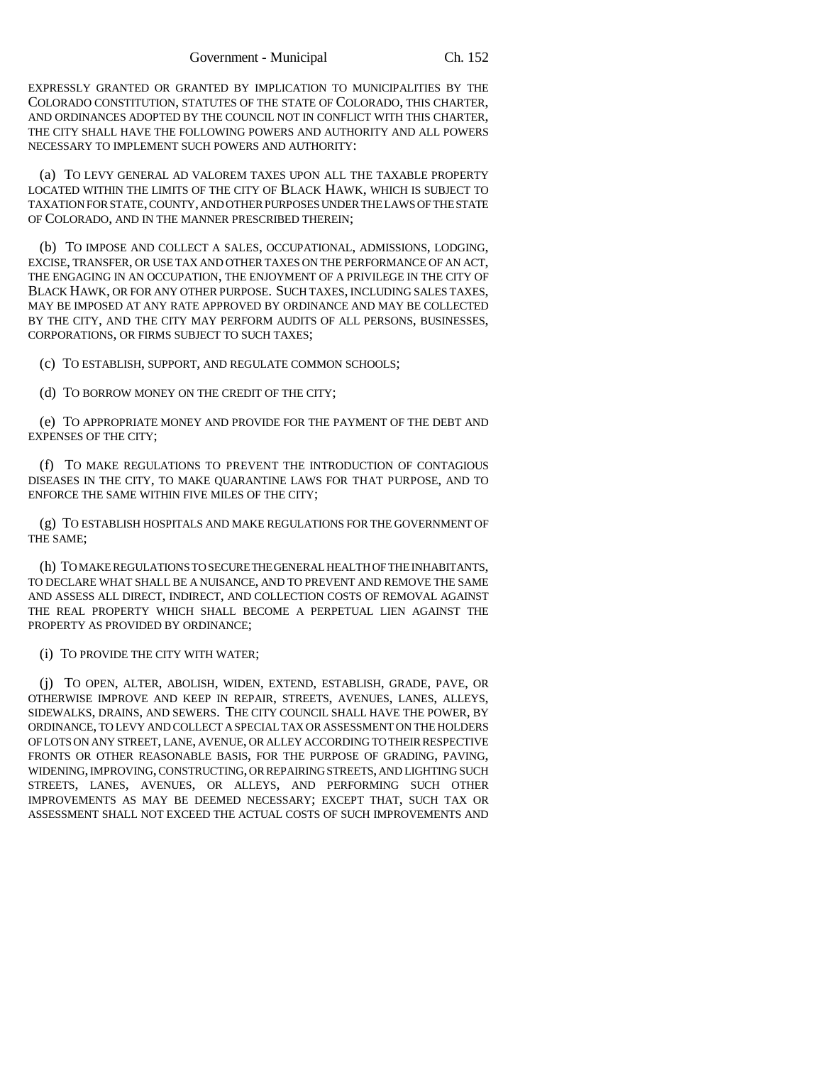EXPRESSLY GRANTED OR GRANTED BY IMPLICATION TO MUNICIPALITIES BY THE COLORADO CONSTITUTION, STATUTES OF THE STATE OF COLORADO, THIS CHARTER, AND ORDINANCES ADOPTED BY THE COUNCIL NOT IN CONFLICT WITH THIS CHARTER, THE CITY SHALL HAVE THE FOLLOWING POWERS AND AUTHORITY AND ALL POWERS NECESSARY TO IMPLEMENT SUCH POWERS AND AUTHORITY:

(a) TO LEVY GENERAL AD VALOREM TAXES UPON ALL THE TAXABLE PROPERTY LOCATED WITHIN THE LIMITS OF THE CITY OF BLACK HAWK, WHICH IS SUBJECT TO TAXATION FOR STATE, COUNTY, AND OTHER PURPOSES UNDER THE LAWS OF THE STATE OF COLORADO, AND IN THE MANNER PRESCRIBED THEREIN;

(b) TO IMPOSE AND COLLECT A SALES, OCCUPATIONAL, ADMISSIONS, LODGING, EXCISE, TRANSFER, OR USE TAX AND OTHER TAXES ON THE PERFORMANCE OF AN ACT, THE ENGAGING IN AN OCCUPATION, THE ENJOYMENT OF A PRIVILEGE IN THE CITY OF BLACK HAWK, OR FOR ANY OTHER PURPOSE. SUCH TAXES, INCLUDING SALES TAXES, MAY BE IMPOSED AT ANY RATE APPROVED BY ORDINANCE AND MAY BE COLLECTED BY THE CITY, AND THE CITY MAY PERFORM AUDITS OF ALL PERSONS, BUSINESSES, CORPORATIONS, OR FIRMS SUBJECT TO SUCH TAXES;

(c) TO ESTABLISH, SUPPORT, AND REGULATE COMMON SCHOOLS;

(d) TO BORROW MONEY ON THE CREDIT OF THE CITY;

(e) TO APPROPRIATE MONEY AND PROVIDE FOR THE PAYMENT OF THE DEBT AND EXPENSES OF THE CITY;

(f) TO MAKE REGULATIONS TO PREVENT THE INTRODUCTION OF CONTAGIOUS DISEASES IN THE CITY, TO MAKE QUARANTINE LAWS FOR THAT PURPOSE, AND TO ENFORCE THE SAME WITHIN FIVE MILES OF THE CITY;

(g) TO ESTABLISH HOSPITALS AND MAKE REGULATIONS FOR THE GOVERNMENT OF THE SAME;

(h) TO MAKE REGULATIONS TO SECURE THE GENERAL HEALTH OF THE INHABITANTS, TO DECLARE WHAT SHALL BE A NUISANCE, AND TO PREVENT AND REMOVE THE SAME AND ASSESS ALL DIRECT, INDIRECT, AND COLLECTION COSTS OF REMOVAL AGAINST THE REAL PROPERTY WHICH SHALL BECOME A PERPETUAL LIEN AGAINST THE PROPERTY AS PROVIDED BY ORDINANCE;

(i) TO PROVIDE THE CITY WITH WATER;

(j) TO OPEN, ALTER, ABOLISH, WIDEN, EXTEND, ESTABLISH, GRADE, PAVE, OR OTHERWISE IMPROVE AND KEEP IN REPAIR, STREETS, AVENUES, LANES, ALLEYS, SIDEWALKS, DRAINS, AND SEWERS. THE CITY COUNCIL SHALL HAVE THE POWER, BY ORDINANCE, TO LEVY AND COLLECT A SPECIAL TAX OR ASSESSMENT ON THE HOLDERS OF LOTS ON ANY STREET, LANE, AVENUE, OR ALLEY ACCORDING TO THEIR RESPECTIVE FRONTS OR OTHER REASONABLE BASIS, FOR THE PURPOSE OF GRADING, PAVING, WIDENING, IMPROVING, CONSTRUCTING, OR REPAIRING STREETS, AND LIGHTING SUCH STREETS, LANES, AVENUES, OR ALLEYS, AND PERFORMING SUCH OTHER IMPROVEMENTS AS MAY BE DEEMED NECESSARY; EXCEPT THAT, SUCH TAX OR ASSESSMENT SHALL NOT EXCEED THE ACTUAL COSTS OF SUCH IMPROVEMENTS AND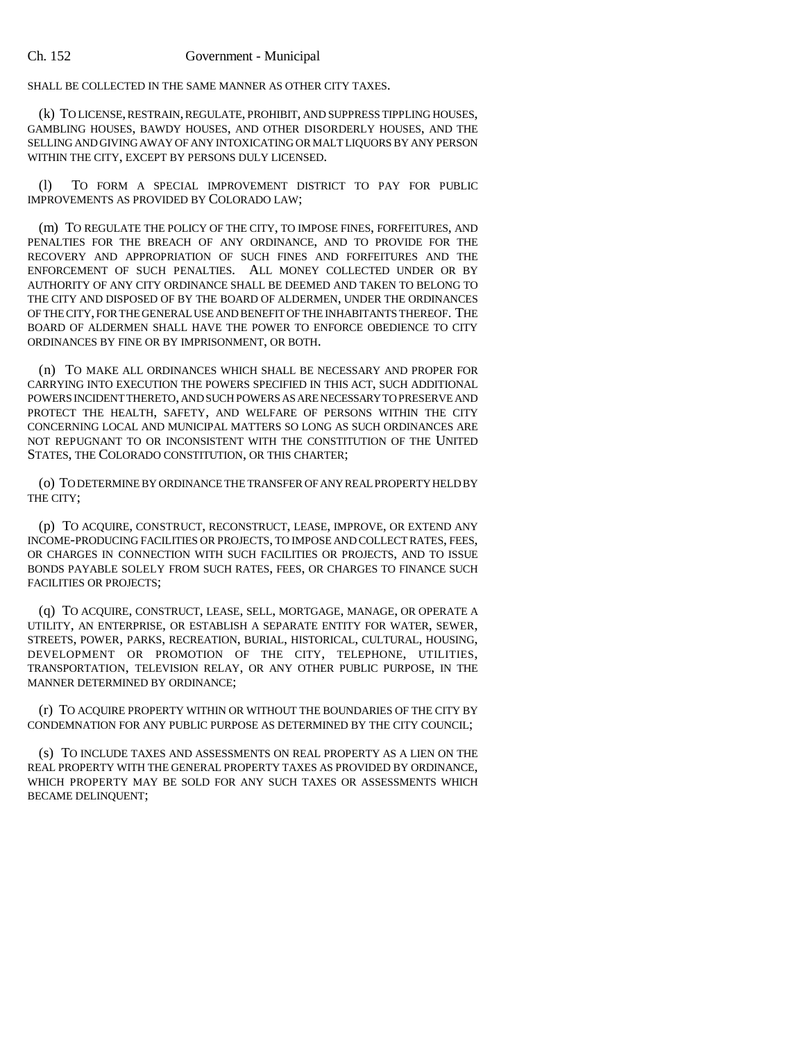SHALL BE COLLECTED IN THE SAME MANNER AS OTHER CITY TAXES.

(k) TO LICENSE, RESTRAIN, REGULATE, PROHIBIT, AND SUPPRESS TIPPLING HOUSES, GAMBLING HOUSES, BAWDY HOUSES, AND OTHER DISORDERLY HOUSES, AND THE SELLING AND GIVING AWAY OF ANY INTOXICATING OR MALT LIQUORS BY ANY PERSON WITHIN THE CITY, EXCEPT BY PERSONS DULY LICENSED.

(l) TO FORM A SPECIAL IMPROVEMENT DISTRICT TO PAY FOR PUBLIC IMPROVEMENTS AS PROVIDED BY COLORADO LAW;

(m) TO REGULATE THE POLICY OF THE CITY, TO IMPOSE FINES, FORFEITURES, AND PENALTIES FOR THE BREACH OF ANY ORDINANCE, AND TO PROVIDE FOR THE RECOVERY AND APPROPRIATION OF SUCH FINES AND FORFEITURES AND THE ENFORCEMENT OF SUCH PENALTIES. ALL MONEY COLLECTED UNDER OR BY AUTHORITY OF ANY CITY ORDINANCE SHALL BE DEEMED AND TAKEN TO BELONG TO THE CITY AND DISPOSED OF BY THE BOARD OF ALDERMEN, UNDER THE ORDINANCES OF THE CITY, FOR THE GENERAL USE AND BENEFIT OF THE INHABITANTS THEREOF. THE BOARD OF ALDERMEN SHALL HAVE THE POWER TO ENFORCE OBEDIENCE TO CITY ORDINANCES BY FINE OR BY IMPRISONMENT, OR BOTH.

(n) TO MAKE ALL ORDINANCES WHICH SHALL BE NECESSARY AND PROPER FOR CARRYING INTO EXECUTION THE POWERS SPECIFIED IN THIS ACT, SUCH ADDITIONAL POWERS INCIDENT THERETO, AND SUCH POWERS AS ARE NECESSARY TO PRESERVE AND PROTECT THE HEALTH, SAFETY, AND WELFARE OF PERSONS WITHIN THE CITY CONCERNING LOCAL AND MUNICIPAL MATTERS SO LONG AS SUCH ORDINANCES ARE NOT REPUGNANT TO OR INCONSISTENT WITH THE CONSTITUTION OF THE UNITED STATES, THE COLORADO CONSTITUTION, OR THIS CHARTER;

(o) TO DETERMINE BY ORDINANCE THE TRANSFER OF ANY REAL PROPERTY HELD BY THE CITY;

(p) TO ACQUIRE, CONSTRUCT, RECONSTRUCT, LEASE, IMPROVE, OR EXTEND ANY INCOME-PRODUCING FACILITIES OR PROJECTS, TO IMPOSE AND COLLECT RATES, FEES, OR CHARGES IN CONNECTION WITH SUCH FACILITIES OR PROJECTS, AND TO ISSUE BONDS PAYABLE SOLELY FROM SUCH RATES, FEES, OR CHARGES TO FINANCE SUCH FACILITIES OR PROJECTS;

(q) TO ACQUIRE, CONSTRUCT, LEASE, SELL, MORTGAGE, MANAGE, OR OPERATE A UTILITY, AN ENTERPRISE, OR ESTABLISH A SEPARATE ENTITY FOR WATER, SEWER, STREETS, POWER, PARKS, RECREATION, BURIAL, HISTORICAL, CULTURAL, HOUSING, DEVELOPMENT OR PROMOTION OF THE CITY, TELEPHONE, UTILITIES, TRANSPORTATION, TELEVISION RELAY, OR ANY OTHER PUBLIC PURPOSE, IN THE MANNER DETERMINED BY ORDINANCE;

(r) TO ACQUIRE PROPERTY WITHIN OR WITHOUT THE BOUNDARIES OF THE CITY BY CONDEMNATION FOR ANY PUBLIC PURPOSE AS DETERMINED BY THE CITY COUNCIL;

(s) TO INCLUDE TAXES AND ASSESSMENTS ON REAL PROPERTY AS A LIEN ON THE REAL PROPERTY WITH THE GENERAL PROPERTY TAXES AS PROVIDED BY ORDINANCE, WHICH PROPERTY MAY BE SOLD FOR ANY SUCH TAXES OR ASSESSMENTS WHICH BECAME DELINQUENT;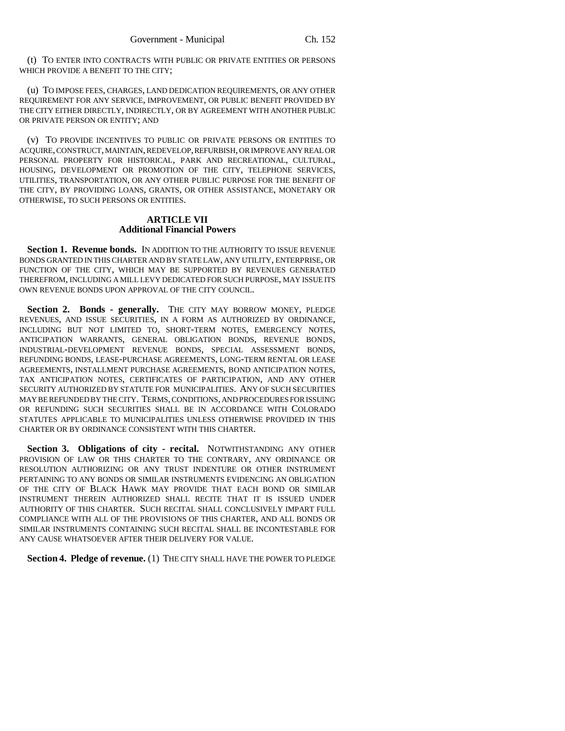(t) TO ENTER INTO CONTRACTS WITH PUBLIC OR PRIVATE ENTITIES OR PERSONS WHICH PROVIDE A BENEFIT TO THE CITY;

(u) TO IMPOSE FEES, CHARGES, LAND DEDICATION REQUIREMENTS, OR ANY OTHER REQUIREMENT FOR ANY SERVICE, IMPROVEMENT, OR PUBLIC BENEFIT PROVIDED BY THE CITY EITHER DIRECTLY, INDIRECTLY, OR BY AGREEMENT WITH ANOTHER PUBLIC OR PRIVATE PERSON OR ENTITY; AND

(v) TO PROVIDE INCENTIVES TO PUBLIC OR PRIVATE PERSONS OR ENTITIES TO ACQUIRE, CONSTRUCT, MAINTAIN, REDEVELOP, REFURBISH, OR IMPROVE ANY REAL OR PERSONAL PROPERTY FOR HISTORICAL, PARK AND RECREATIONAL, CULTURAL, HOUSING, DEVELOPMENT OR PROMOTION OF THE CITY, TELEPHONE SERVICES, UTILITIES, TRANSPORTATION, OR ANY OTHER PUBLIC PURPOSE FOR THE BENEFIT OF THE CITY, BY PROVIDING LOANS, GRANTS, OR OTHER ASSISTANCE, MONETARY OR OTHERWISE, TO SUCH PERSONS OR ENTITIES.

## ARTICLE VII
## Additional Financial Powers

**Section 1. Revenue bonds.** IN ADDITION TO THE AUTHORITY TO ISSUE REVENUE BONDS GRANTED IN THIS CHARTER AND BY STATE LAW, ANY UTILITY, ENTERPRISE, OR FUNCTION OF THE CITY, WHICH MAY BE SUPPORTED BY REVENUES GENERATED THEREFROM, INCLUDING A MILL LEVY DEDICATED FOR SUCH PURPOSE, MAY ISSUE ITS OWN REVENUE BONDS UPON APPROVAL OF THE CITY COUNCIL.

**Section 2. Bonds - generally.** THE CITY MAY BORROW MONEY, PLEDGE REVENUES, AND ISSUE SECURITIES, IN A FORM AS AUTHORIZED BY ORDINANCE, INCLUDING BUT NOT LIMITED TO, SHORT-TERM NOTES, EMERGENCY NOTES, ANTICIPATION WARRANTS, GENERAL OBLIGATION BONDS, REVENUE BONDS, INDUSTRIAL-DEVELOPMENT REVENUE BONDS, SPECIAL ASSESSMENT BONDS, REFUNDING BONDS, LEASE-PURCHASE AGREEMENTS, LONG-TERM RENTAL OR LEASE AGREEMENTS, INSTALLMENT PURCHASE AGREEMENTS, BOND ANTICIPATION NOTES, TAX ANTICIPATION NOTES, CERTIFICATES OF PARTICIPATION, AND ANY OTHER SECURITY AUTHORIZED BY STATUTE FOR MUNICIPALITIES. ANY OF SUCH SECURITIES MAY BE REFUNDED BY THE CITY. TERMS, CONDITIONS, AND PROCEDURES FOR ISSUING OR REFUNDING SUCH SECURITIES SHALL BE IN ACCORDANCE WITH COLORADO STATUTES APPLICABLE TO MUNICIPALITIES UNLESS OTHERWISE PROVIDED IN THIS CHARTER OR BY ORDINANCE CONSISTENT WITH THIS CHARTER.

**Section 3. Obligations of city - recital.** NOTWITHSTANDING ANY OTHER PROVISION OF LAW OR THIS CHARTER TO THE CONTRARY, ANY ORDINANCE OR RESOLUTION AUTHORIZING OR ANY TRUST INDENTURE OR OTHER INSTRUMENT PERTAINING TO ANY BONDS OR SIMILAR INSTRUMENTS EVIDENCING AN OBLIGATION OF THE CITY OF BLACK HAWK MAY PROVIDE THAT EACH BOND OR SIMILAR INSTRUMENT THEREIN AUTHORIZED SHALL RECITE THAT IT IS ISSUED UNDER AUTHORITY OF THIS CHARTER. SUCH RECITAL SHALL CONCLUSIVELY IMPART FULL COMPLIANCE WITH ALL OF THE PROVISIONS OF THIS CHARTER, AND ALL BONDS OR SIMILAR INSTRUMENTS CONTAINING SUCH RECITAL SHALL BE INCONTESTABLE FOR ANY CAUSE WHATSOEVER AFTER THEIR DELIVERY FOR VALUE.

**Section 4. Pledge of revenue.** (1) THE CITY SHALL HAVE THE POWER TO PLEDGE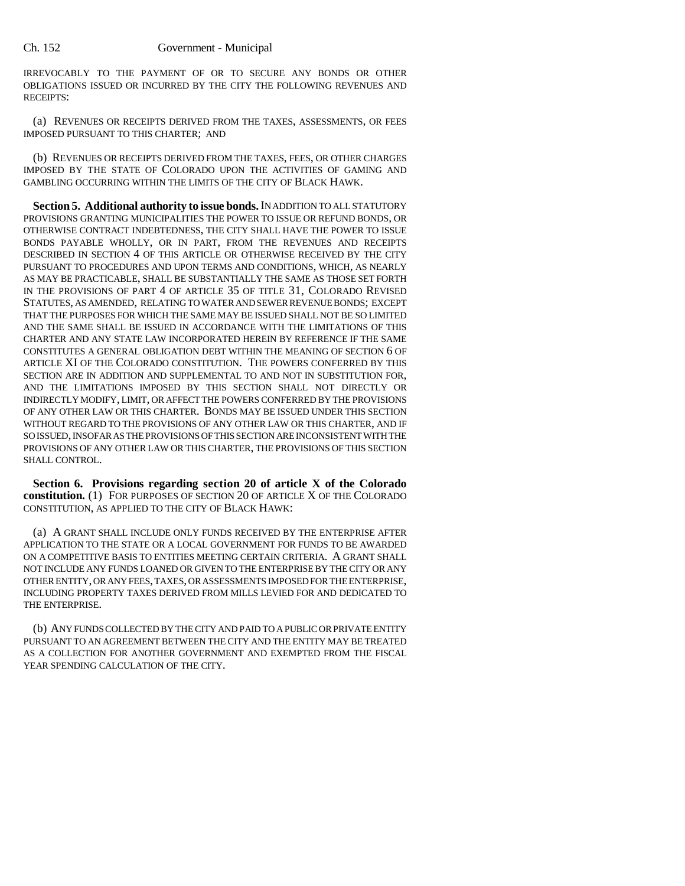IRREVOCABLY TO THE PAYMENT OF OR TO SECURE ANY BONDS OR OTHER OBLIGATIONS ISSUED OR INCURRED BY THE CITY THE FOLLOWING REVENUES AND RECEIPTS:

(a) REVENUES OR RECEIPTS DERIVED FROM THE TAXES, ASSESSMENTS, OR FEES IMPOSED PURSUANT TO THIS CHARTER; AND

(b) REVENUES OR RECEIPTS DERIVED FROM THE TAXES, FEES, OR OTHER CHARGES IMPOSED BY THE STATE OF COLORADO UPON THE ACTIVITIES OF GAMING AND GAMBLING OCCURRING WITHIN THE LIMITS OF THE CITY OF BLACK HAWK.

**Section 5. Additional authority to issue bonds.** IN ADDITION TO ALL STATUTORY PROVISIONS GRANTING MUNICIPALITIES THE POWER TO ISSUE OR REFUND BONDS, OR OTHERWISE CONTRACT INDEBTEDNESS, THE CITY SHALL HAVE THE POWER TO ISSUE BONDS PAYABLE WHOLLY, OR IN PART, FROM THE REVENUES AND RECEIPTS DESCRIBED IN SECTION 4 OF THIS ARTICLE OR OTHERWISE RECEIVED BY THE CITY PURSUANT TO PROCEDURES AND UPON TERMS AND CONDITIONS, WHICH, AS NEARLY AS MAY BE PRACTICABLE, SHALL BE SUBSTANTIALLY THE SAME AS THOSE SET FORTH IN THE PROVISIONS OF PART 4 OF ARTICLE 35 OF TITLE 31, COLORADO REVISED STATUTES, AS AMENDED, RELATING TO WATER AND SEWER REVENUE BONDS; EXCEPT THAT THE PURPOSES FOR WHICH THE SAME MAY BE ISSUED SHALL NOT BE SO LIMITED AND THE SAME SHALL BE ISSUED IN ACCORDANCE WITH THE LIMITATIONS OF THIS CHARTER AND ANY STATE LAW INCORPORATED HEREIN BY REFERENCE IF THE SAME CONSTITUTES A GENERAL OBLIGATION DEBT WITHIN THE MEANING OF SECTION 6 OF ARTICLE XI OF THE COLORADO CONSTITUTION. THE POWERS CONFERRED BY THIS SECTION ARE IN ADDITION AND SUPPLEMENTAL TO AND NOT IN SUBSTITUTION FOR, AND THE LIMITATIONS IMPOSED BY THIS SECTION SHALL NOT DIRECTLY OR INDIRECTLY MODIFY, LIMIT, OR AFFECT THE POWERS CONFERRED BY THE PROVISIONS OF ANY OTHER LAW OR THIS CHARTER. BONDS MAY BE ISSUED UNDER THIS SECTION WITHOUT REGARD TO THE PROVISIONS OF ANY OTHER LAW OR THIS CHARTER, AND IF SO ISSUED, INSOFAR AS THE PROVISIONS OF THIS SECTION ARE INCONSISTENT WITH THE PROVISIONS OF ANY OTHER LAW OR THIS CHARTER, THE PROVISIONS OF THIS SECTION SHALL CONTROL.

**Section 6. Provisions regarding section 20 of article X of the Colorado constitution.** (1) FOR PURPOSES OF SECTION 20 OF ARTICLE X OF THE COLORADO CONSTITUTION, AS APPLIED TO THE CITY OF BLACK HAWK:

(a) A GRANT SHALL INCLUDE ONLY FUNDS RECEIVED BY THE ENTERPRISE AFTER APPLICATION TO THE STATE OR A LOCAL GOVERNMENT FOR FUNDS TO BE AWARDED ON A COMPETITIVE BASIS TO ENTITIES MEETING CERTAIN CRITERIA. A GRANT SHALL NOT INCLUDE ANY FUNDS LOANED OR GIVEN TO THE ENTERPRISE BY THE CITY OR ANY OTHER ENTITY, OR ANY FEES, TAXES, OR ASSESSMENTS IMPOSED FOR THE ENTERPRISE, INCLUDING PROPERTY TAXES DERIVED FROM MILLS LEVIED FOR AND DEDICATED TO THE ENTERPRISE.

(b) ANY FUNDS COLLECTED BY THE CITY AND PAID TO A PUBLIC OR PRIVATE ENTITY PURSUANT TO AN AGREEMENT BETWEEN THE CITY AND THE ENTITY MAY BE TREATED AS A COLLECTION FOR ANOTHER GOVERNMENT AND EXEMPTED FROM THE FISCAL YEAR SPENDING CALCULATION OF THE CITY.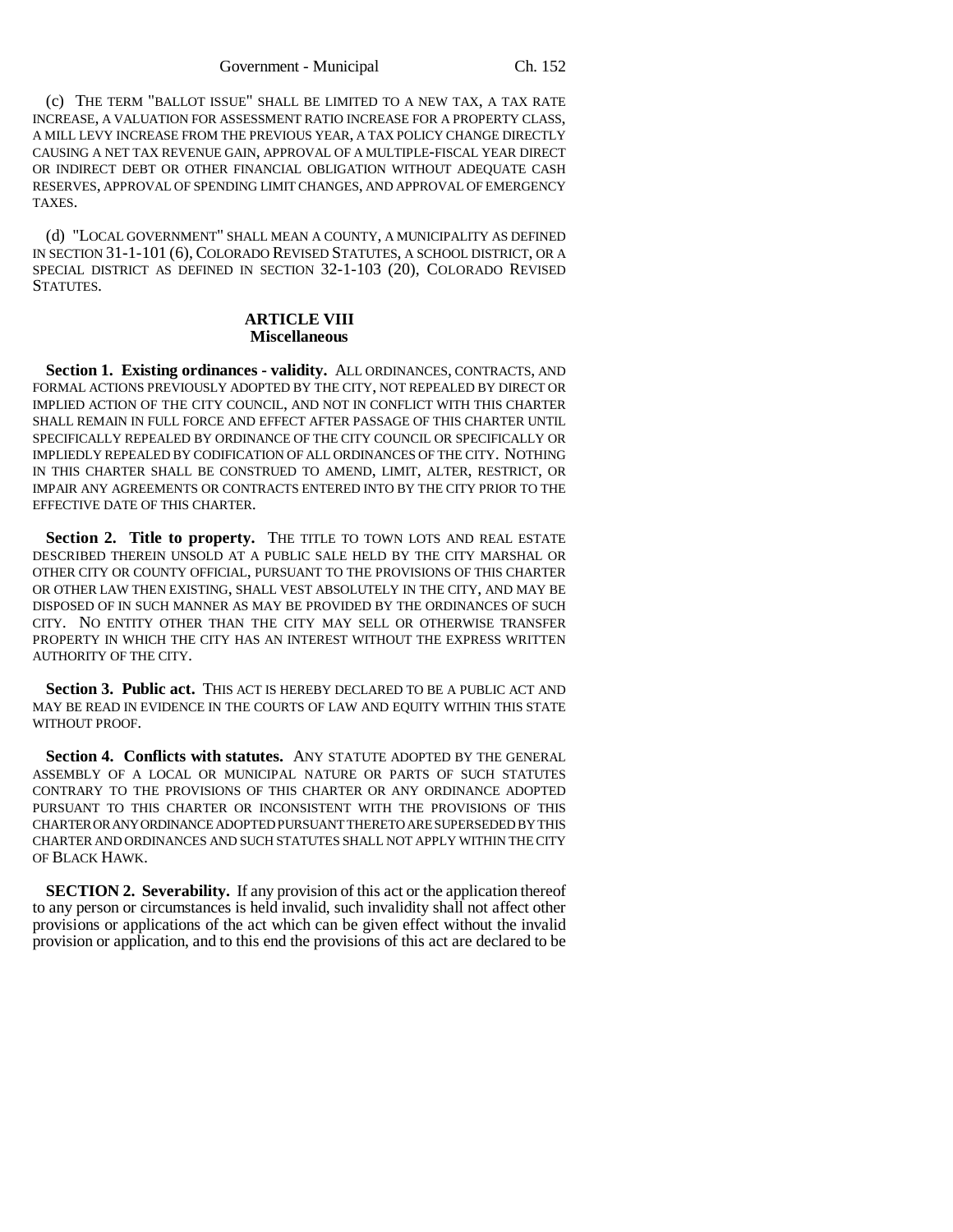(c) THE TERM "BALLOT ISSUE" SHALL BE LIMITED TO A NEW TAX, A TAX RATE INCREASE, A VALUATION FOR ASSESSMENT RATIO INCREASE FOR A PROPERTY CLASS, A MILL LEVY INCREASE FROM THE PREVIOUS YEAR, A TAX POLICY CHANGE DIRECTLY CAUSING A NET TAX REVENUE GAIN, APPROVAL OF A MULTIPLE-FISCAL YEAR DIRECT OR INDIRECT DEBT OR OTHER FINANCIAL OBLIGATION WITHOUT ADEQUATE CASH RESERVES, APPROVAL OF SPENDING LIMIT CHANGES, AND APPROVAL OF EMERGENCY TAXES.

(d) "LOCAL GOVERNMENT" SHALL MEAN A COUNTY, A MUNICIPALITY AS DEFINED IN SECTION 31-1-101 (6), COLORADO REVISED STATUTES, A SCHOOL DISTRICT, OR A SPECIAL DISTRICT AS DEFINED IN SECTION 32-1-103 (20), COLORADO REVISED STATUTES.

## ARTICLE VIII
## Miscellaneous

**Section 1. Existing ordinances - validity.** ALL ORDINANCES, CONTRACTS, AND FORMAL ACTIONS PREVIOUSLY ADOPTED BY THE CITY, NOT REPEALED BY DIRECT OR IMPLIED ACTION OF THE CITY COUNCIL, AND NOT IN CONFLICT WITH THIS CHARTER SHALL REMAIN IN FULL FORCE AND EFFECT AFTER PASSAGE OF THIS CHARTER UNTIL SPECIFICALLY REPEALED BY ORDINANCE OF THE CITY COUNCIL OR SPECIFICALLY OR IMPLIEDLY REPEALED BY CODIFICATION OF ALL ORDINANCES OF THE CITY. NOTHING IN THIS CHARTER SHALL BE CONSTRUED TO AMEND, LIMIT, ALTER, RESTRICT, OR IMPAIR ANY AGREEMENTS OR CONTRACTS ENTERED INTO BY THE CITY PRIOR TO THE EFFECTIVE DATE OF THIS CHARTER.

**Section 2. Title to property.** THE TITLE TO TOWN LOTS AND REAL ESTATE DESCRIBED THEREIN UNSOLD AT A PUBLIC SALE HELD BY THE CITY MARSHAL OR OTHER CITY OR COUNTY OFFICIAL, PURSUANT TO THE PROVISIONS OF THIS CHARTER OR OTHER LAW THEN EXISTING, SHALL VEST ABSOLUTELY IN THE CITY, AND MAY BE DISPOSED OF IN SUCH MANNER AS MAY BE PROVIDED BY THE ORDINANCES OF SUCH CITY. NO ENTITY OTHER THAN THE CITY MAY SELL OR OTHERWISE TRANSFER PROPERTY IN WHICH THE CITY HAS AN INTEREST WITHOUT THE EXPRESS WRITTEN AUTHORITY OF THE CITY.

**Section 3. Public act.** THIS ACT IS HEREBY DECLARED TO BE A PUBLIC ACT AND MAY BE READ IN EVIDENCE IN THE COURTS OF LAW AND EQUITY WITHIN THIS STATE WITHOUT PROOF.

**Section 4. Conflicts with statutes.** ANY STATUTE ADOPTED BY THE GENERAL ASSEMBLY OF A LOCAL OR MUNICIPAL NATURE OR PARTS OF SUCH STATUTES CONTRARY TO THE PROVISIONS OF THIS CHARTER OR ANY ORDINANCE ADOPTED PURSUANT TO THIS CHARTER OR INCONSISTENT WITH THE PROVISIONS OF THIS CHARTER OR ANY ORDINANCE ADOPTED PURSUANT THERETO ARE SUPERSEDED BY THIS CHARTER AND ORDINANCES AND SUCH STATUTES SHALL NOT APPLY WITHIN THE CITY OF BLACK HAWK.

**SECTION 2. Severability.** If any provision of this act or the application thereof to any person or circumstances is held invalid, such invalidity shall not affect other provisions or applications of the act which can be given effect without the invalid provision or application, and to this end the provisions of this act are declared to be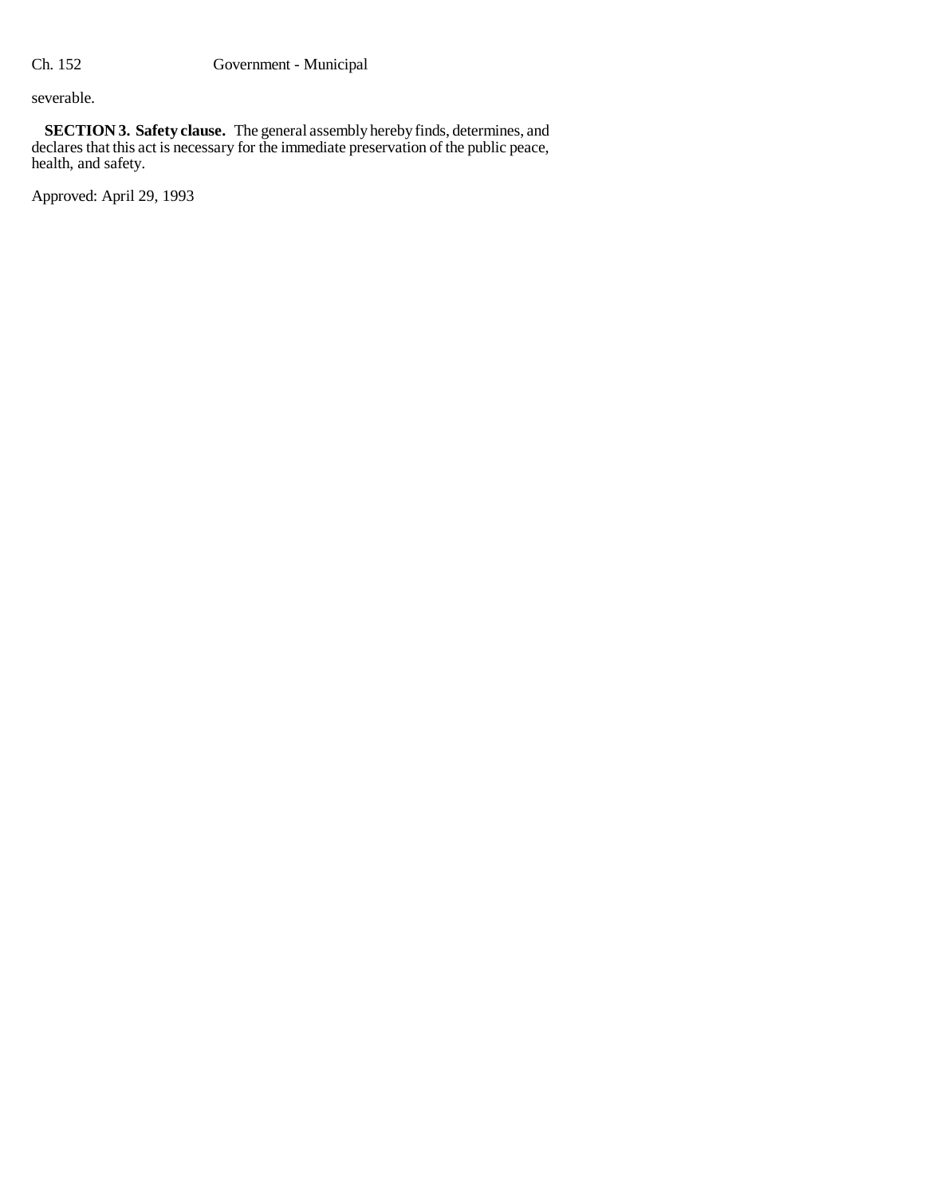severable.

**SECTION 3. Safety clause.** The general assembly hereby finds, determines, and declares that this act is necessary for the immediate preservation of the public peace, health, and safety.

Approved: April 29, 1993